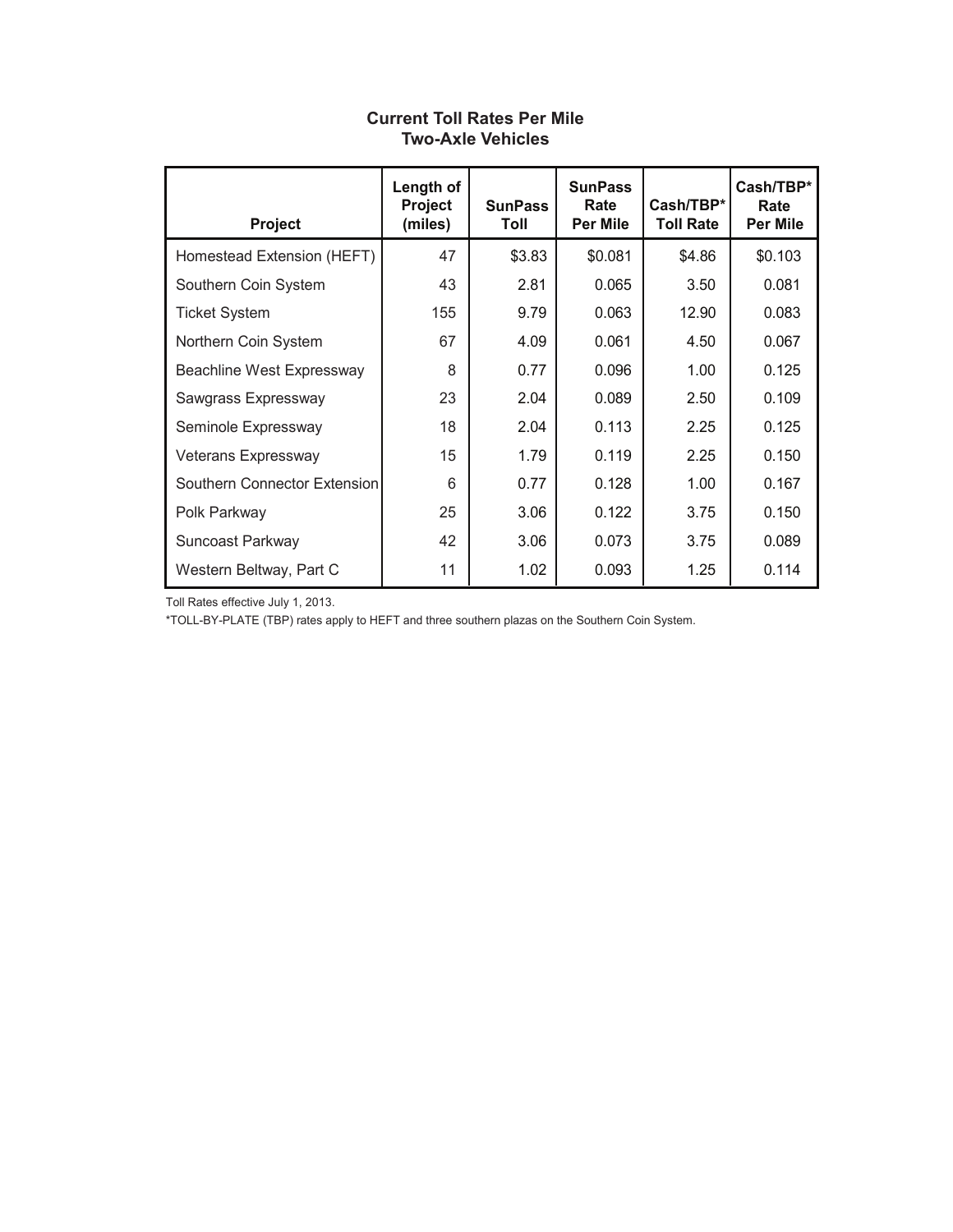## Current Toll Rates Per Mile
## Two-Axle Vehicles

| Project | Length of Project (miles) | SunPass Toll | SunPass Rate Per Mile | Cash/TBP* Toll Rate | Cash/TBP* Rate Per Mile |
|---|---|---|---|---|---|
| Homestead Extension (HEFT) | 47 | $3.83 | $0.081 | $4.86 | $0.103 |
| Southern Coin System | 43 | 2.81 | 0.065 | 3.50 | 0.081 |
| Ticket System | 155 | 9.79 | 0.063 | 12.90 | 0.083 |
| Northern Coin System | 67 | 4.09 | 0.061 | 4.50 | 0.067 |
| Beachline West Expressway | 8 | 0.77 | 0.096 | 1.00 | 0.125 |
| Sawgrass Expressway | 23 | 2.04 | 0.089 | 2.50 | 0.109 |
| Seminole Expressway | 18 | 2.04 | 0.113 | 2.25 | 0.125 |
| Veterans Expressway | 15 | 1.79 | 0.119 | 2.25 | 0.150 |
| Southern Connector Extension | 6 | 0.77 | 0.128 | 1.00 | 0.167 |
| Polk Parkway | 25 | 3.06 | 0.122 | 3.75 | 0.150 |
| Suncoast Parkway | 42 | 3.06 | 0.073 | 3.75 | 0.089 |
| Western Beltway, Part C | 11 | 1.02 | 0.093 | 1.25 | 0.114 |

Toll Rates effective July 1, 2013.

*TOLL-BY-PLATE (TBP) rates apply to HEFT and three southern plazas on the Southern Coin System.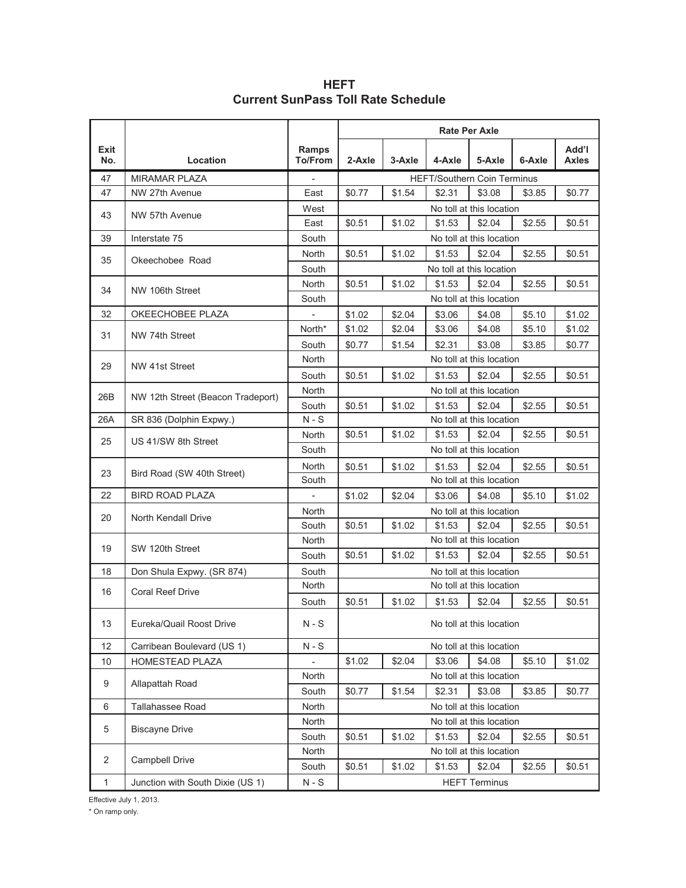# HEFT
## Current SunPass Toll Rate Schedule

| Exit No. | Location | Ramps To/From | Rate Per Axle | | | | | |
|---|---|---|---|---|---|---|---|---|
| | | | 2-Axle | 3-Axle | 4-Axle | 5-Axle | 6-Axle | Add'l Axles |
| 47 | MIRAMAR PLAZA | - | HEFT/Southern Coin Terminus | | | | | |
| 47 | NW 27th Avenue | East | $0.77 | $1.54 | $2.31 | $3.08 | $3.85 | $0.77 |
| 43 | NW 57th Avenue | West | No toll at this location | | | | | |
| | | East | $0.51 | $1.02 | $1.53 | $2.04 | $2.55 | $0.51 |
| 39 | Interstate 75 | South | No toll at this location | | | | | |
| 35 | Okeechobee Road | North | $0.51 | $1.02 | $1.53 | $2.04 | $2.55 | $0.51 |
| | | South | No toll at this location | | | | | |
| 34 | NW 106th Street | North | $0.51 | $1.02 | $1.53 | $2.04 | $2.55 | $0.51 |
| | | South | No toll at this location | | | | | |
| 32 | OKEECHOBEE PLAZA | - | $1.02 | $2.04 | $3.06 | $4.08 | $5.10 | $1.02 |
| 31 | NW 74th Street | North* | $1.02 | $2.04 | $3.06 | $4.08 | $5.10 | $1.02 |
| | | South | $0.77 | $1.54 | $2.31 | $3.08 | $3.85 | $0.77 |
| 29 | NW 41st Street | North | No toll at this location | | | | | |
| | | South | $0.51 | $1.02 | $1.53 | $2.04 | $2.55 | $0.51 |
| 26B | NW 12th Street (Beacon Tradeport) | North | No toll at this location | | | | | |
| | | South | $0.51 | $1.02 | $1.53 | $2.04 | $2.55 | $0.51 |
| 26A | SR 836 (Dolphin Expwy.) | N - S | No toll at this location | | | | | |
| 25 | US 41/SW 8th Street | North | $0.51 | $1.02 | $1.53 | $2.04 | $2.55 | $0.51 |
| | | South | No toll at this location | | | | | |
| 23 | Bird Road (SW 40th Street) | North | $0.51 | $1.02 | $1.53 | $2.04 | $2.55 | $0.51 |
| | | South | No toll at this location | | | | | |
| 22 | BIRD ROAD PLAZA | - | $1.02 | $2.04 | $3.06 | $4.08 | $5.10 | $1.02 |
| 20 | North Kendall Drive | North | No toll at this location | | | | | |
| | | South | $0.51 | $1.02 | $1.53 | $2.04 | $2.55 | $0.51 |
| 19 | SW 120th Street | North | No toll at this location | | | | | |
| | | South | $0.51 | $1.02 | $1.53 | $2.04 | $2.55 | $0.51 |
| 18 | Don Shula Expwy. (SR 874) | South | No toll at this location | | | | | |
| 16 | Coral Reef Drive | North | No toll at this location | | | | | |
| | | South | $0.51 | $1.02 | $1.53 | $2.04 | $2.55 | $0.51 |
| 13 | Eureka/Quail Roost Drive | N - S | No toll at this location | | | | | |
| 12 | Carribean Boulevard (US 1) | N - S | No toll at this location | | | | | |
| 10 | HOMESTEAD PLAZA | - | $1.02 | $2.04 | $3.06 | $4.08 | $5.10 | $1.02 |
| 9 | Allapattah Road | North | No toll at this location | | | | | |
| | | South | $0.77 | $1.54 | $2.31 | $3.08 | $3.85 | $0.77 |
| 6 | Tallahassee Road | North | No toll at this location | | | | | |
| 5 | Biscayne Drive | North | No toll at this location | | | | | |
| | | South | $0.51 | $1.02 | $1.53 | $2.04 | $2.55 | $0.51 |
| 2 | Campbell Drive | North | No toll at this location | | | | | |
| | | South | $0.51 | $1.02 | $1.53 | $2.04 | $2.55 | $0.51 |
| 1 | Junction with South Dixie (US 1) | N - S | HEFT Terminus | | | | | |

Effective July 1, 2013.

* On ramp only.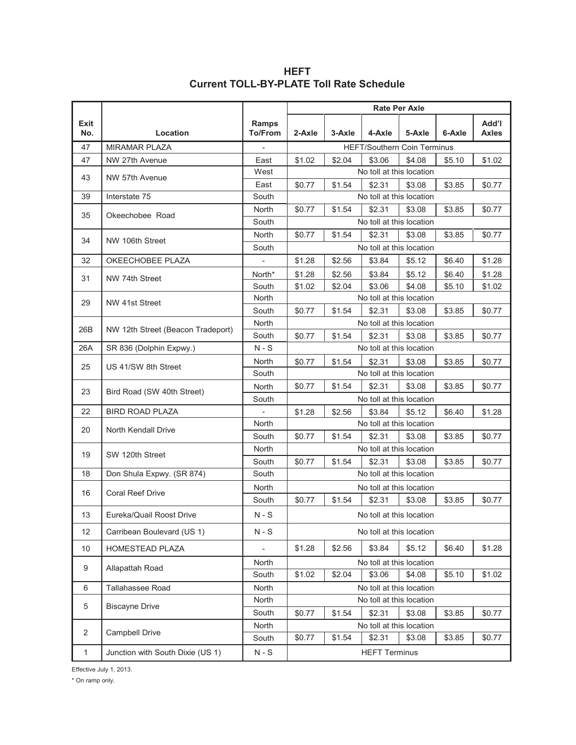# HEFT
## Current TOLL-BY-PLATE Toll Rate Schedule

| Exit No. | Location | Ramps To/From | Rate Per Axle | | | | | |
|---|---|---|---|---|---|---|---|---|
| | | | 2-Axle | 3-Axle | 4-Axle | 5-Axle | 6-Axle | Add'l Axles |
| 47 | MIRAMAR PLAZA | - | HEFT/Southern Coin Terminus | | | | | |
| 47 | NW 27th Avenue | East | $1.02 | $2.04 | $3.06 | $4.08 | $5.10 | $1.02 |
| 43 | NW 57th Avenue | West | No toll at this location | | | | | |
| | | East | $0.77 | $1.54 | $2.31 | $3.08 | $3.85 | $0.77 |
| 39 | Interstate 75 | South | No toll at this location | | | | | |
| 35 | Okeechobee Road | North | $0.77 | $1.54 | $2.31 | $3.08 | $3.85 | $0.77 |
| | | South | No toll at this location | | | | | |
| 34 | NW 106th Street | North | $0.77 | $1.54 | $2.31 | $3.08 | $3.85 | $0.77 |
| | | South | No toll at this location | | | | | |
| 32 | OKEECHOBEE PLAZA | - | $1.28 | $2.56 | $3.84 | $5.12 | $6.40 | $1.28 |
| 31 | NW 74th Street | North* | $1.28 | $2.56 | $3.84 | $5.12 | $6.40 | $1.28 |
| | | South | $1.02 | $2.04 | $3.06 | $4.08 | $5.10 | $1.02 |
| 29 | NW 41st Street | North | No toll at this location | | | | | |
| | | South | $0.77 | $1.54 | $2.31 | $3.08 | $3.85 | $0.77 |
| 26B | NW 12th Street (Beacon Tradeport) | North | No toll at this location | | | | | |
| | | South | $0.77 | $1.54 | $2.31 | $3.08 | $3.85 | $0.77 |
| 26A | SR 836 (Dolphin Expwy.) | N - S | No toll at this location | | | | | |
| 25 | US 41/SW 8th Street | North | $0.77 | $1.54 | $2.31 | $3.08 | $3.85 | $0.77 |
| | | South | No toll at this location | | | | | |
| 23 | Bird Road (SW 40th Street) | North | $0.77 | $1.54 | $2.31 | $3.08 | $3.85 | $0.77 |
| | | South | No toll at this location | | | | | |
| 22 | BIRD ROAD PLAZA | - | $1.28 | $2.56 | $3.84 | $5.12 | $6.40 | $1.28 |
| 20 | North Kendall Drive | North | No toll at this location | | | | | |
| | | South | $0.77 | $1.54 | $2.31 | $3.08 | $3.85 | $0.77 |
| 19 | SW 120th Street | North | No toll at this location | | | | | |
| | | South | $0.77 | $1.54 | $2.31 | $3.08 | $3.85 | $0.77 |
| 18 | Don Shula Expwy. (SR 874) | South | No toll at this location | | | | | |
| 16 | Coral Reef Drive | North | No toll at this location | | | | | |
| | | South | $0.77 | $1.54 | $2.31 | $3.08 | $3.85 | $0.77 |
| 13 | Eureka/Quail Roost Drive | N - S | No toll at this location | | | | | |
| 12 | Carribean Boulevard (US 1) | N - S | No toll at this location | | | | | |
| 10 | HOMESTEAD PLAZA | - | $1.28 | $2.56 | $3.84 | $5.12 | $6.40 | $1.28 |
| 9 | Allapattah Road | North | No toll at this location | | | | | |
| | | South | $1.02 | $2.04 | $3.06 | $4.08 | $5.10 | $1.02 |
| 6 | Tallahassee Road | North | No toll at this location | | | | | |
| 5 | Biscayne Drive | North | No toll at this location | | | | | |
| | | South | $0.77 | $1.54 | $2.31 | $3.08 | $3.85 | $0.77 |
| 2 | Campbell Drive | North | No toll at this location | | | | | |
| | | South | $0.77 | $1.54 | $2.31 | $3.08 | $3.85 | $0.77 |
| 1 | Junction with South Dixie (US 1) | N - S | HEFT Terminus | | | | | |

Effective July 1, 2013.

\* On ramp only.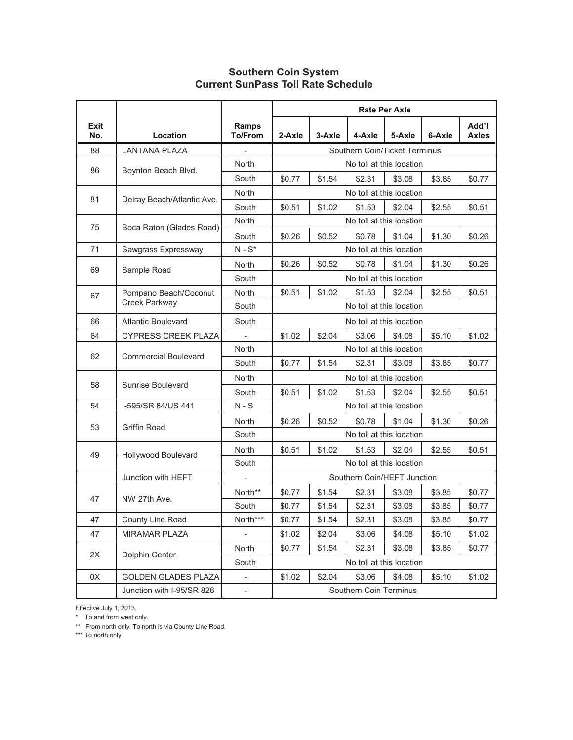## Southern Coin System
## Current SunPass Toll Rate Schedule

| Exit No. | Location | Ramps To/From | Rate Per Axle | | | | | |
|---|---|---|---|---|---|---|---|---|
| | | | 2-Axle | 3-Axle | 4-Axle | 5-Axle | 6-Axle | Add'l Axles |
| 88 | LANTANA PLAZA | - | Southern Coin/Ticket Terminus | | | | | |
| 86 | Boynton Beach Blvd. | North | No toll at this location | | | | | |
| | | South | $0.77 | $1.54 | $2.31 | $3.08 | $3.85 | $0.77 |
| 81 | Delray Beach/Atlantic Ave. | North | No toll at this location | | | | | |
| | | South | $0.51 | $1.02 | $1.53 | $2.04 | $2.55 | $0.51 |
| 75 | Boca Raton (Glades Road) | North | No toll at this location | | | | | |
| | | South | $0.26 | $0.52 | $0.78 | $1.04 | $1.30 | $0.26 |
| 71 | Sawgrass Expressway | N - S* | No toll at this location | | | | | |
| 69 | Sample Road | North | $0.26 | $0.52 | $0.78 | $1.04 | $1.30 | $0.26 |
| | | South | No toll at this location | | | | | |
| 67 | Pompano Beach/Coconut Creek Parkway | North | $0.51 | $1.02 | $1.53 | $2.04 | $2.55 | $0.51 |
| | | South | No toll at this location | | | | | |
| 66 | Atlantic Boulevard | South | No toll at this location | | | | | |
| 64 | CYPRESS CREEK PLAZA | - | $1.02 | $2.04 | $3.06 | $4.08 | $5.10 | $1.02 |
| 62 | Commercial Boulevard | North | No toll at this location | | | | | |
| | | South | $0.77 | $1.54 | $2.31 | $3.08 | $3.85 | $0.77 |
| 58 | Sunrise Boulevard | North | No toll at this location | | | | | |
| | | South | $0.51 | $1.02 | $1.53 | $2.04 | $2.55 | $0.51 |
| 54 | I-595/SR 84/US 441 | N - S | No toll at this location | | | | | |
| 53 | Griffin Road | North | $0.26 | $0.52 | $0.78 | $1.04 | $1.30 | $0.26 |
| | | South | No toll at this location | | | | | |
| 49 | Hollywood Boulevard | North | $0.51 | $1.02 | $1.53 | $2.04 | $2.55 | $0.51 |
| | | South | No toll at this location | | | | | |
| | Junction with HEFT | - | Southern Coin/HEFT Junction | | | | | |
| 47 | NW 27th Ave. | North** | $0.77 | $1.54 | $2.31 | $3.08 | $3.85 | $0.77 |
| | | South | $0.77 | $1.54 | $2.31 | $3.08 | $3.85 | $0.77 |
| 47 | County Line Road | North*** | $0.77 | $1.54 | $2.31 | $3.08 | $3.85 | $0.77 |
| 47 | MIRAMAR PLAZA | - | $1.02 | $2.04 | $3.06 | $4.08 | $5.10 | $1.02 |
| 2X | Dolphin Center | North | $0.77 | $1.54 | $2.31 | $3.08 | $3.85 | $0.77 |
| | | South | No toll at this location | | | | | |
| 0X | GOLDEN GLADES PLAZA | - | $1.02 | $2.04 | $3.06 | $4.08 | $5.10 | $1.02 |
| | Junction with I-95/SR 826 | - | Southern Coin Terminus | | | | | |

Effective July 1, 2013.

\* To and from west only.

\** From north only. To north is via County Line Road.

\*** To north only.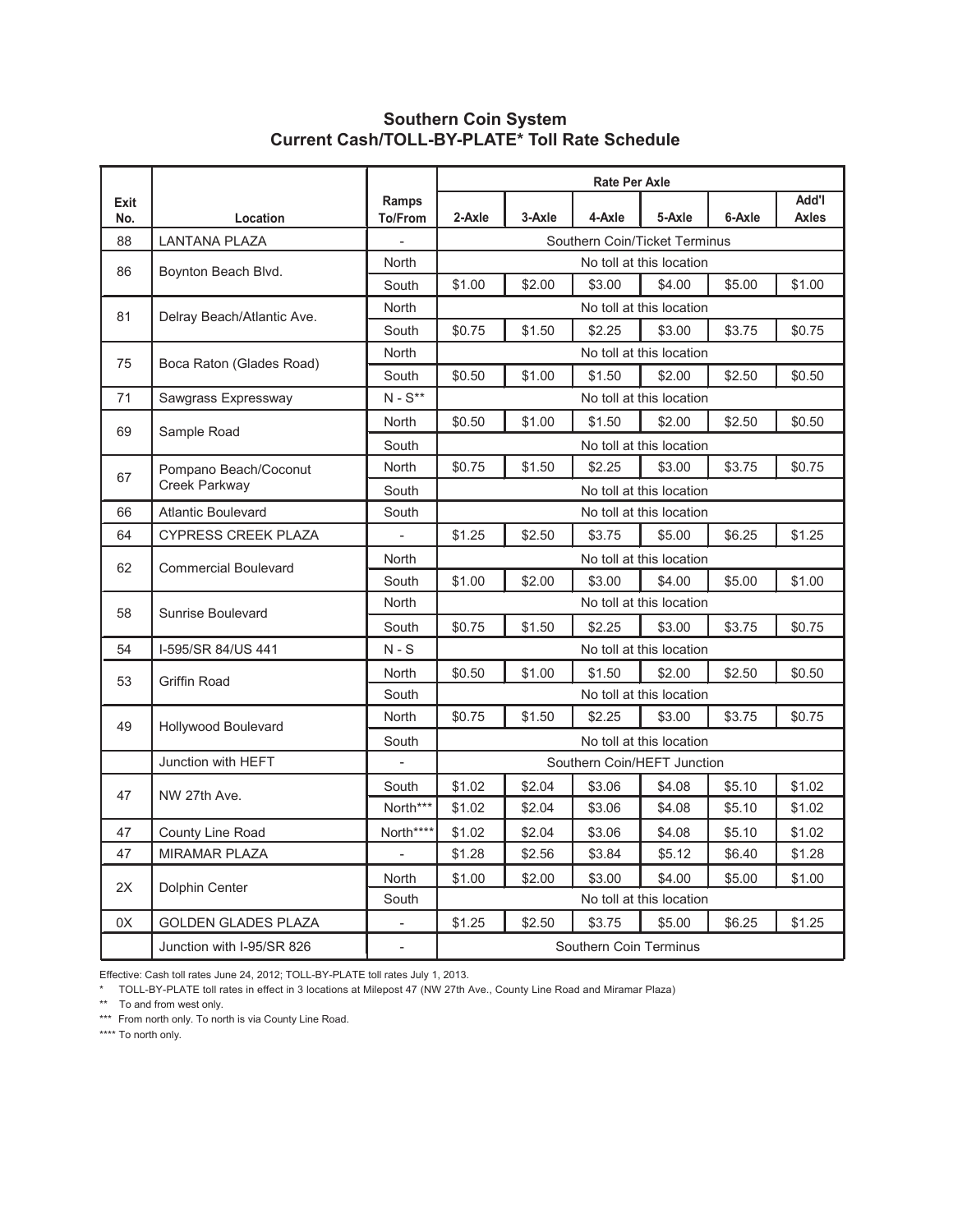## Southern Coin System
## Current Cash/TOLL-BY-PLATE* Toll Rate Schedule

| Exit No. | Location | Ramps To/From | Rate Per Axle 2-Axle | 3-Axle | 4-Axle | 5-Axle | 6-Axle | Add'l Axles |
|---|---|---|---|---|---|---|---|---|
| 88 | LANTANA PLAZA | - | Southern Coin/Ticket Terminus | | | | | |
| 86 | Boynton Beach Blvd. | North | No toll at this location | | | | | |
| | | South | $1.00 | $2.00 | $3.00 | $4.00 | $5.00 | $1.00 |
| 81 | Delray Beach/Atlantic Ave. | North | No toll at this location | | | | | |
| | | South | $0.75 | $1.50 | $2.25 | $3.00 | $3.75 | $0.75 |
| 75 | Boca Raton (Glades Road) | North | No toll at this location | | | | | |
| | | South | $0.50 | $1.00 | $1.50 | $2.00 | $2.50 | $0.50 |
| 71 | Sawgrass Expressway | N - S** | No toll at this location | | | | | |
| 69 | Sample Road | North | $0.50 | $1.00 | $1.50 | $2.00 | $2.50 | $0.50 |
| | | South | No toll at this location | | | | | |
| 67 | Pompano Beach/Coconut Creek Parkway | North | $0.75 | $1.50 | $2.25 | $3.00 | $3.75 | $0.75 |
| | | South | No toll at this location | | | | | |
| 66 | Atlantic Boulevard | South | No toll at this location | | | | | |
| 64 | CYPRESS CREEK PLAZA | - | $1.25 | $2.50 | $3.75 | $5.00 | $6.25 | $1.25 |
| 62 | Commercial Boulevard | North | No toll at this location | | | | | |
| | | South | $1.00 | $2.00 | $3.00 | $4.00 | $5.00 | $1.00 |
| 58 | Sunrise Boulevard | North | No toll at this location | | | | | |
| | | South | $0.75 | $1.50 | $2.25 | $3.00 | $3.75 | $0.75 |
| 54 | I-595/SR 84/US 441 | N - S | No toll at this location | | | | | |
| 53 | Griffin Road | North | $0.50 | $1.00 | $1.50 | $2.00 | $2.50 | $0.50 |
| | | South | No toll at this location | | | | | |
| 49 | Hollywood Boulevard | North | $0.75 | $1.50 | $2.25 | $3.00 | $3.75 | $0.75 |
| | | South | No toll at this location | | | | | |
| | Junction with HEFT | - | Southern Coin/HEFT Junction | | | | | |
| 47 | NW 27th Ave. | South | $1.02 | $2.04 | $3.06 | $4.08 | $5.10 | $1.02 |
| | | North*** | $1.02 | $2.04 | $3.06 | $4.08 | $5.10 | $1.02 |
| 47 | County Line Road | North**** | $1.02 | $2.04 | $3.06 | $4.08 | $5.10 | $1.02 |
| 47 | MIRAMAR PLAZA | - | $1.28 | $2.56 | $3.84 | $5.12 | $6.40 | $1.28 |
| 2X | Dolphin Center | North | $1.00 | $2.00 | $3.00 | $4.00 | $5.00 | $1.00 |
| | | South | No toll at this location | | | | | |
| 0X | GOLDEN GLADES PLAZA | - | $1.25 | $2.50 | $3.75 | $5.00 | $6.25 | $1.25 |
| | Junction with I-95/SR 826 | - | Southern Coin Terminus | | | | | |

Effective: Cash toll rates June 24, 2012; TOLL-BY-PLATE toll rates July 1, 2013.

\* TOLL-BY-PLATE toll rates in effect in 3 locations at Milepost 47 (NW 27th Ave., County Line Road and Miramar Plaza)

** To and from west only.

*** From north only. To north is via County Line Road.

**** To north only.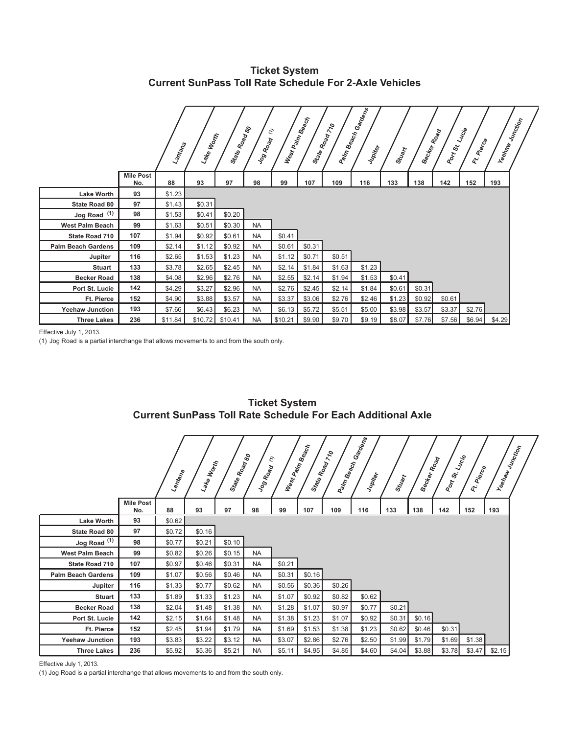## Ticket System
## Current SunPass Toll Rate Schedule For 2-Axle Vehicles

| | Mile Post No. | Lantana | Lake Worth | State Road 80 | Jog Road (1) | West Palm Beach | State Road 710 | Palm Beach Gardens | Jupiter | Stuart | Becker Road | Port St. Lucie | Ft. Pierce | Yeehaw Junction |
|---|---|---|---|---|---|---|---|---|---|---|---|---|---|---|
| | | 88 | 93 | 97 | 98 | 99 | 107 | 109 | 116 | 133 | 138 | 142 | 152 | 193 |
| Lake Worth | 93 | $1.23 | | | | | | | | | | | | |
| State Road 80 | 97 | $1.43 | $0.31 | | | | | | | | | | | |
| Jog Road (1) | 98 | $1.53 | $0.41 | $0.20 | | | | | | | | | | |
| West Palm Beach | 99 | $1.63 | $0.51 | $0.30 | NA | | | | | | | | | |
| State Road 710 | 107 | $1.94 | $0.92 | $0.61 | NA | $0.41 | | | | | | | | |
| Palm Beach Gardens | 109 | $2.14 | $1.12 | $0.92 | NA | $0.61 | $0.31 | | | | | | | |
| Jupiter | 116 | $2.65 | $1.53 | $1.23 | NA | $1.12 | $0.71 | $0.51 | | | | | | |
| Stuart | 133 | $3.78 | $2.65 | $2.45 | NA | $2.14 | $1.84 | $1.63 | $1.23 | | | | | |
| Becker Road | 138 | $4.08 | $2.96 | $2.76 | NA | $2.55 | $2.14 | $1.94 | $1.53 | $0.41 | | | | |
| Port St. Lucie | 142 | $4.29 | $3.27 | $2.96 | NA | $2.76 | $2.45 | $2.14 | $1.84 | $0.61 | $0.31 | | | |
| Ft. Pierce | 152 | $4.90 | $3.88 | $3.57 | NA | $3.37 | $3.06 | $2.76 | $2.46 | $1.23 | $0.92 | $0.61 | | |
| Yeehaw Junction | 193 | $7.66 | $6.43 | $6.23 | NA | $6.13 | $5.72 | $5.51 | $5.00 | $3.98 | $3.57 | $3.37 | $2.76 | |
| Three Lakes | 236 | $11.84 | $10.72 | $10.41 | NA | $10.21 | $9.90 | $9.70 | $9.19 | $8.07 | $7.76 | $7.56 | $6.94 | $4.29 |

Effective July 1, 2013.

(1) Jog Road is a partial interchange that allows movements to and from the south only.

## Ticket System
## Current SunPass Toll Rate Schedule For Each Additional Axle

| | Mile Post No. | Lantana | Lake Worth | State Road 80 | Jog Road (1) | West Palm Beach | State Road 710 | Palm Beach Gardens | Jupiter | Stuart | Becker Road | Port St. Lucie | Ft. Pierce | Yeehaw Junction |
|---|---|---|---|---|---|---|---|---|---|---|---|---|---|---|
| | | 88 | 93 | 97 | 98 | 99 | 107 | 109 | 116 | 133 | 138 | 142 | 152 | 193 |
| Lake Worth | 93 | $0.62 | | | | | | | | | | | | |
| State Road 80 | 97 | $0.72 | $0.16 | | | | | | | | | | | |
| Jog Road (1) | 98 | $0.77 | $0.21 | $0.10 | | | | | | | | | | |
| West Palm Beach | 99 | $0.82 | $0.26 | $0.15 | NA | | | | | | | | | |
| State Road 710 | 107 | $0.97 | $0.46 | $0.31 | NA | $0.21 | | | | | | | | |
| Palm Beach Gardens | 109 | $1.07 | $0.56 | $0.46 | NA | $0.31 | $0.16 | | | | | | | |
| Jupiter | 116 | $1.33 | $0.77 | $0.62 | NA | $0.56 | $0.36 | $0.26 | | | | | | |
| Stuart | 133 | $1.89 | $1.33 | $1.23 | NA | $1.07 | $0.92 | $0.82 | $0.62 | | | | | |
| Becker Road | 138 | $2.04 | $1.48 | $1.38 | NA | $1.28 | $1.07 | $0.97 | $0.77 | $0.21 | | | | |
| Port St. Lucie | 142 | $2.15 | $1.64 | $1.48 | NA | $1.38 | $1.23 | $1.07 | $0.92 | $0.31 | $0.16 | | | |
| Ft. Pierce | 152 | $2.45 | $1.94 | $1.79 | NA | $1.69 | $1.53 | $1.38 | $1.23 | $0.62 | $0.46 | $0.31 | | |
| Yeehaw Junction | 193 | $3.83 | $3.22 | $3.12 | NA | $3.07 | $2.86 | $2.76 | $2.50 | $1.99 | $1.79 | $1.69 | $1.38 | |
| Three Lakes | 236 | $5.92 | $5.36 | $5.21 | NA | $5.11 | $4.95 | $4.85 | $4.60 | $4.04 | $3.88 | $3.78 | $3.47 | $2.15 |

Effective July 1, 2013.

(1) Jog Road is a partial interchange that allows movements to and from the south only.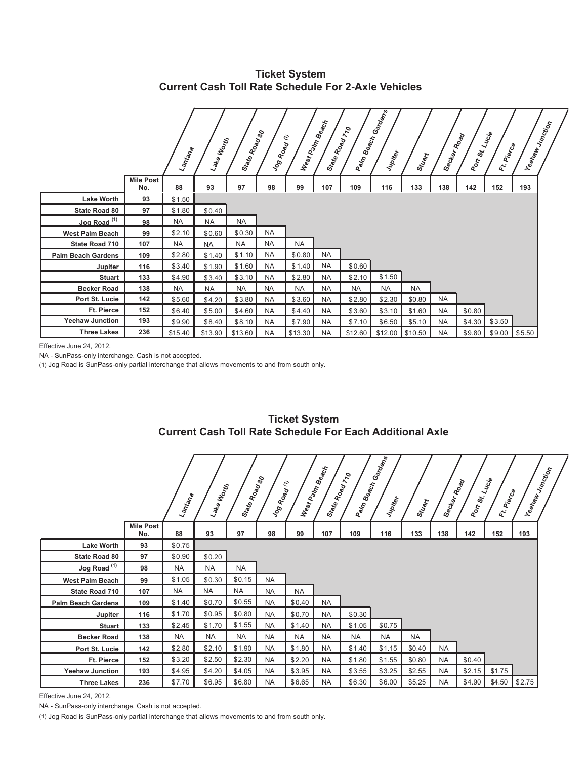## Ticket System
## Current Cash Toll Rate Schedule For 2-Axle Vehicles

| | Mile Post No. | Lantana | Lake Worth | State Road 80 | Jog Road (1) | West Palm Beach | State Road 710 | Palm Beach Gardens | Jupiter | Stuart | Becker Road | Port St. Lucie | Ft. Pierce | Yeehaw Junction |
|---|---|---|---|---|---|---|---|---|---|---|---|---|---|---|
| | | 88 | 93 | 97 | 98 | 99 | 107 | 109 | 116 | 133 | 138 | 142 | 152 | 193 |
| **Lake Worth** | 93 | $1.50 | | | | | | | | | | | | |
| **State Road 80** | 97 | $1.80 | $0.40 | | | | | | | | | | | |
| **Jog Road (1)** | 98 | NA | NA | NA | | | | | | | | | | |
| **West Palm Beach** | 99 | $2.10 | $0.60 | $0.30 | NA | | | | | | | | | |
| **State Road 710** | 107 | NA | NA | NA | NA | NA | | | | | | | | |
| **Palm Beach Gardens** | 109 | $2.80 | $1.40 | $1.10 | NA | $0.80 | NA | | | | | | | |
| **Jupiter** | 116 | $3.40 | $1.90 | $1.60 | NA | $1.40 | NA | $0.60 | | | | | | |
| **Stuart** | 133 | $4.90 | $3.40 | $3.10 | NA | $2.80 | NA | $2.10 | $1.50 | | | | | |
| **Becker Road** | 138 | NA | NA | NA | NA | NA | NA | NA | NA | NA | | | | |
| **Port St. Lucie** | 142 | $5.60 | $4.20 | $3.80 | NA | $3.60 | NA | $2.80 | $2.30 | $0.80 | NA | | | |
| **Ft. Pierce** | 152 | $6.40 | $5.00 | $4.60 | NA | $4.40 | NA | $3.60 | $3.10 | $1.60 | NA | $0.80 | | |
| **Yeehaw Junction** | 193 | $9.90 | $8.40 | $8.10 | NA | $7.90 | NA | $7.10 | $6.50 | $5.10 | NA | $4.30 | $3.50 | |
| **Three Lakes** | 236 | $15.40 | $13.90 | $13.60 | NA | $13.30 | NA | $12.60 | $12.00 | $10.50 | NA | $9.80 | $9.00 | $5.50 |

Effective June 24, 2012.

NA - SunPass-only interchange. Cash is not accepted.

(1) Jog Road is SunPass-only partial interchange that allows movements to and from south only.

## Ticket System
## Current Cash Toll Rate Schedule For Each Additional Axle

| | Mile Post No. | Lantana | Lake Worth | State Road 80 | Jog Road (1) | West Palm Beach | State Road 710 | Palm Beach Gardens | Jupiter | Stuart | Becker Road | Port St. Lucie | Ft. Pierce | Yeehaw Junction |
|---|---|---|---|---|---|---|---|---|---|---|---|---|---|---|
| | | 88 | 93 | 97 | 98 | 99 | 107 | 109 | 116 | 133 | 138 | 142 | 152 | 193 |
| **Lake Worth** | 93 | $0.75 | | | | | | | | | | | | |
| **State Road 80** | 97 | $0.90 | $0.20 | | | | | | | | | | | |
| **Jog Road (1)** | 98 | NA | NA | NA | | | | | | | | | | |
| **West Palm Beach** | 99 | $1.05 | $0.30 | $0.15 | NA | | | | | | | | | |
| **State Road 710** | 107 | NA | NA | NA | NA | NA | | | | | | | | |
| **Palm Beach Gardens** | 109 | $1.40 | $0.70 | $0.55 | NA | $0.40 | NA | | | | | | | |
| **Jupiter** | 116 | $1.70 | $0.95 | $0.80 | NA | $0.70 | NA | $0.30 | | | | | | |
| **Stuart** | 133 | $2.45 | $1.70 | $1.55 | NA | $1.40 | NA | $1.05 | $0.75 | | | | | |
| **Becker Road** | 138 | NA | NA | NA | NA | NA | NA | NA | NA | NA | | | | |
| **Port St. Lucie** | 142 | $2.80 | $2.10 | $1.90 | NA | $1.80 | NA | $1.40 | $1.15 | $0.40 | NA | | | |
| **Ft. Pierce** | 152 | $3.20 | $2.50 | $2.30 | NA | $2.20 | NA | $1.80 | $1.55 | $0.80 | NA | $0.40 | | |
| **Yeehaw Junction** | 193 | $4.95 | $4.20 | $4.05 | NA | $3.95 | NA | $3.55 | $3.25 | $2.55 | NA | $2.15 | $1.75 | |
| **Three Lakes** | 236 | $7.70 | $6.95 | $6.80 | NA | $6.65 | NA | $6.30 | $6.00 | $5.25 | NA | $4.90 | $4.50 | $2.75 |

Effective June 24, 2012.

NA - SunPass-only interchange. Cash is not accepted.

(1) Jog Road is SunPass-only partial interchange that allows movements to and from south only.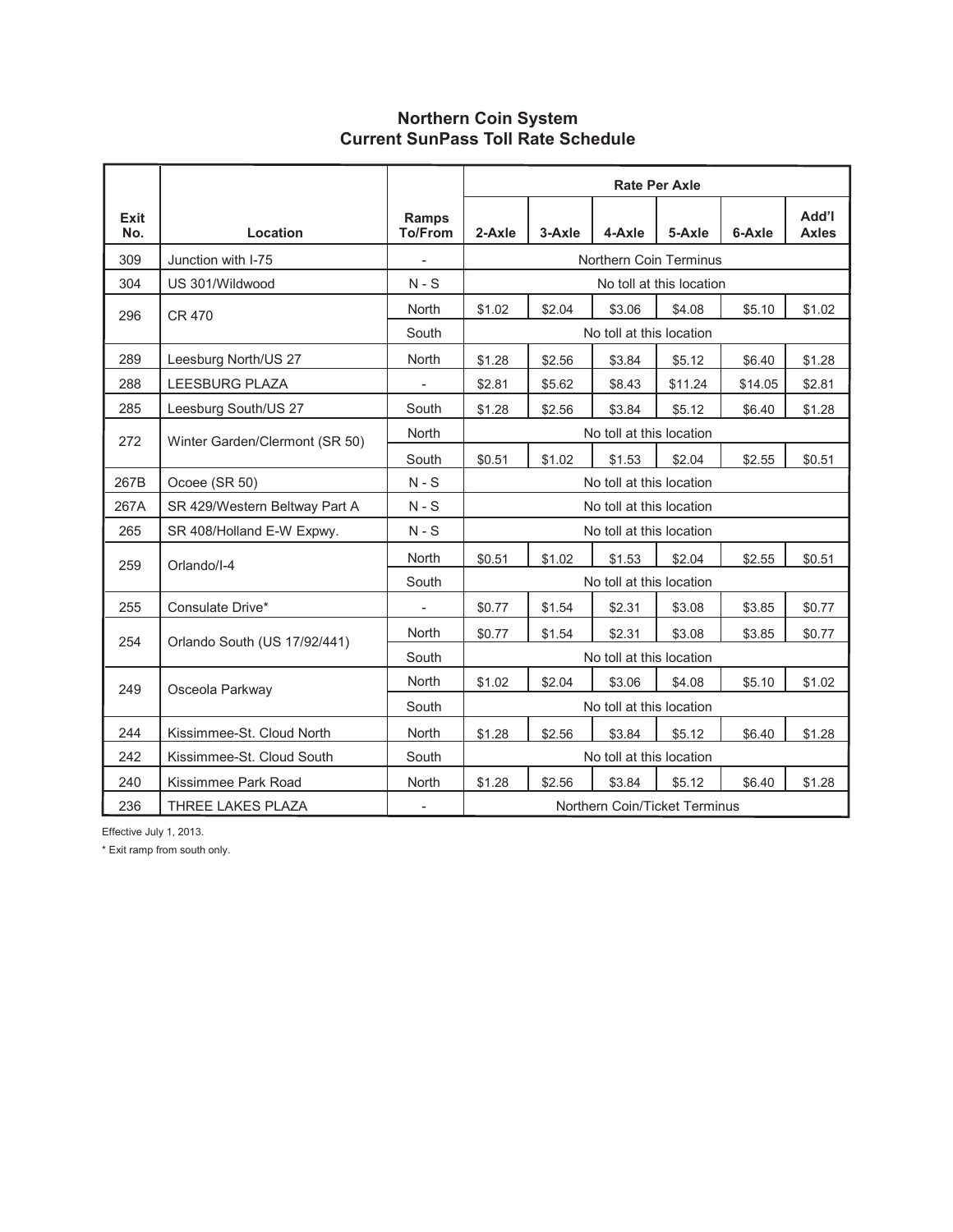## Northern Coin System
## Current SunPass Toll Rate Schedule

| Exit No. | Location | Ramps To/From | Rate Per Axle | | | | | |
|---|---|---|---|---|---|---|---|---|
| | | | 2-Axle | 3-Axle | 4-Axle | 5-Axle | 6-Axle | Add'l Axles |
| 309 | Junction with I-75 | - | Northern Coin Terminus | | | | | |
| 304 | US 301/Wildwood | N - S | No toll at this location | | | | | |
| 296 | CR 470 | North | $1.02 | $2.04 | $3.06 | $4.08 | $5.10 | $1.02 |
| | | South | No toll at this location | | | | | |
| 289 | Leesburg North/US 27 | North | $1.28 | $2.56 | $3.84 | $5.12 | $6.40 | $1.28 |
| 288 | LEESBURG PLAZA | - | $2.81 | $5.62 | $8.43 | $11.24 | $14.05 | $2.81 |
| 285 | Leesburg South/US 27 | South | $1.28 | $2.56 | $3.84 | $5.12 | $6.40 | $1.28 |
| 272 | Winter Garden/Clermont (SR 50) | North | No toll at this location | | | | | |
| | | South | $0.51 | $1.02 | $1.53 | $2.04 | $2.55 | $0.51 |
| 267B | Ocoee (SR 50) | N - S | No toll at this location | | | | | |
| 267A | SR 429/Western Beltway Part A | N - S | No toll at this location | | | | | |
| 265 | SR 408/Holland E-W Expwy. | N - S | No toll at this location | | | | | |
| 259 | Orlando/I-4 | North | $0.51 | $1.02 | $1.53 | $2.04 | $2.55 | $0.51 |
| | | South | No toll at this location | | | | | |
| 255 | Consulate Drive* | - | $0.77 | $1.54 | $2.31 | $3.08 | $3.85 | $0.77 |
| 254 | Orlando South (US 17/92/441) | North | $0.77 | $1.54 | $2.31 | $3.08 | $3.85 | $0.77 |
| | | South | No toll at this location | | | | | |
| 249 | Osceola Parkway | North | $1.02 | $2.04 | $3.06 | $4.08 | $5.10 | $1.02 |
| | | South | No toll at this location | | | | | |
| 244 | Kissimmee-St. Cloud North | North | $1.28 | $2.56 | $3.84 | $5.12 | $6.40 | $1.28 |
| 242 | Kissimmee-St. Cloud South | South | No toll at this location | | | | | |
| 240 | Kissimmee Park Road | North | $1.28 | $2.56 | $3.84 | $5.12 | $6.40 | $1.28 |
| 236 | THREE LAKES PLAZA | - | Northern Coin/Ticket Terminus | | | | | |

Effective July 1, 2013.

* Exit ramp from south only.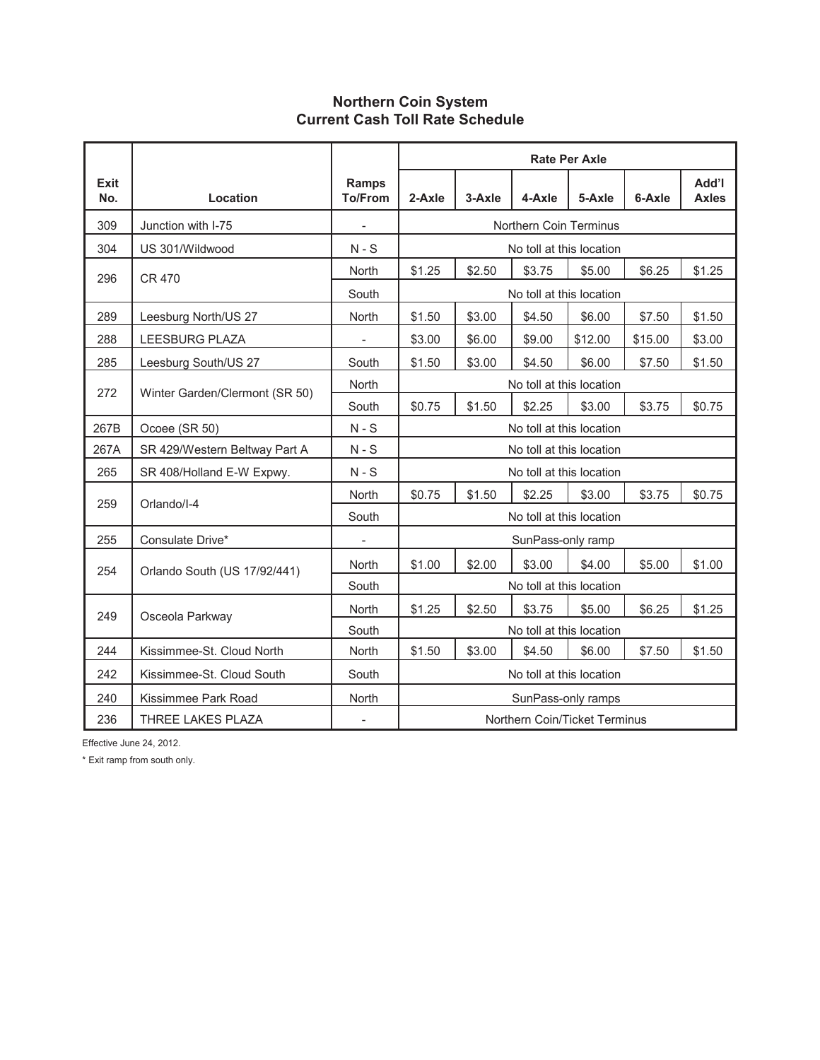## Northern Coin System
## Current Cash Toll Rate Schedule

| Exit No. | Location | Ramps To/From | Rate Per Axle | | | | | |
|---|---|---|---|---|---|---|---|---|
| | | | 2-Axle | 3-Axle | 4-Axle | 5-Axle | 6-Axle | Add'l Axles |
| 309 | Junction with I-75 | - | Northern Coin Terminus | | | | | |
| 304 | US 301/Wildwood | N - S | No toll at this location | | | | | |
| 296 | CR 470 | North | $1.25 | $2.50 | $3.75 | $5.00 | $6.25 | $1.25 |
| | | South | No toll at this location | | | | | |
| 289 | Leesburg North/US 27 | North | $1.50 | $3.00 | $4.50 | $6.00 | $7.50 | $1.50 |
| 288 | LEESBURG PLAZA | - | $3.00 | $6.00 | $9.00 | $12.00 | $15.00 | $3.00 |
| 285 | Leesburg South/US 27 | South | $1.50 | $3.00 | $4.50 | $6.00 | $7.50 | $1.50 |
| 272 | Winter Garden/Clermont (SR 50) | North | No toll at this location | | | | | |
| | | South | $0.75 | $1.50 | $2.25 | $3.00 | $3.75 | $0.75 |
| 267B | Ocoee (SR 50) | N - S | No toll at this location | | | | | |
| 267A | SR 429/Western Beltway Part A | N - S | No toll at this location | | | | | |
| 265 | SR 408/Holland E-W Expwy. | N - S | No toll at this location | | | | | |
| 259 | Orlando/I-4 | North | $0.75 | $1.50 | $2.25 | $3.00 | $3.75 | $0.75 |
| | | South | No toll at this location | | | | | |
| 255 | Consulate Drive* | - | SunPass-only ramp | | | | | |
| 254 | Orlando South (US 17/92/441) | North | $1.00 | $2.00 | $3.00 | $4.00 | $5.00 | $1.00 |
| | | South | No toll at this location | | | | | |
| 249 | Osceola Parkway | North | $1.25 | $2.50 | $3.75 | $5.00 | $6.25 | $1.25 |
| | | South | No toll at this location | | | | | |
| 244 | Kissimmee-St. Cloud North | North | $1.50 | $3.00 | $4.50 | $6.00 | $7.50 | $1.50 |
| 242 | Kissimmee-St. Cloud South | South | No toll at this location | | | | | |
| 240 | Kissimmee Park Road | North | SunPass-only ramps | | | | | |
| 236 | THREE LAKES PLAZA | - | Northern Coin/Ticket Terminus | | | | | |

Effective June 24, 2012.

* Exit ramp from south only.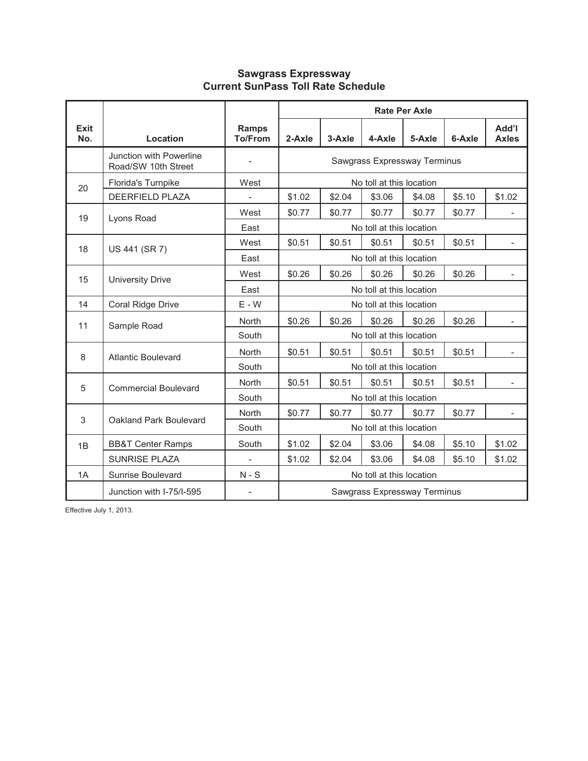## Sawgrass Expressway
## Current SunPass Toll Rate Schedule

| Exit No. | Location | Ramps To/From | Rate Per Axle | | | | | |
|---|---|---|---|---|---|---|---|---|
| | | | 2-Axle | 3-Axle | 4-Axle | 5-Axle | 6-Axle | Add'l Axles |
| | Junction with Powerline Road/SW 10th Street | - | Sawgrass Expressway Terminus | | | | | |
| 20 | Florida's Turnpike | West | No toll at this location | | | | | |
| | DEERFIELD PLAZA | - | $1.02 | $2.04 | $3.06 | $4.08 | $5.10 | $1.02 |
| 19 | Lyons Road | West | $0.77 | $0.77 | $0.77 | $0.77 | $0.77 | - |
| | | East | No toll at this location | | | | | |
| 18 | US 441 (SR 7) | West | $0.51 | $0.51 | $0.51 | $0.51 | $0.51 | - |
| | | East | No toll at this location | | | | | |
| 15 | University Drive | West | $0.26 | $0.26 | $0.26 | $0.26 | $0.26 | - |
| | | East | No toll at this location | | | | | |
| 14 | Coral Ridge Drive | E - W | No toll at this location | | | | | |
| 11 | Sample Road | North | $0.26 | $0.26 | $0.26 | $0.26 | $0.26 | - |
| | | South | No toll at this location | | | | | |
| 8 | Atlantic Boulevard | North | $0.51 | $0.51 | $0.51 | $0.51 | $0.51 | - |
| | | South | No toll at this location | | | | | |
| 5 | Commercial Boulevard | North | $0.51 | $0.51 | $0.51 | $0.51 | $0.51 | - |
| | | South | No toll at this location | | | | | |
| 3 | Oakland Park Boulevard | North | $0.77 | $0.77 | $0.77 | $0.77 | $0.77 | - |
| | | South | No toll at this location | | | | | |
| 1B | BB&T Center Ramps | South | $1.02 | $2.04 | $3.06 | $4.08 | $5.10 | $1.02 |
| | SUNRISE PLAZA | - | $1.02 | $2.04 | $3.06 | $4.08 | $5.10 | $1.02 |
| 1A | Sunrise Boulevard | N - S | No toll at this location | | | | | |
| | Junction with I-75/I-595 | - | Sawgrass Expressway Terminus | | | | | |

Effective July 1, 2013.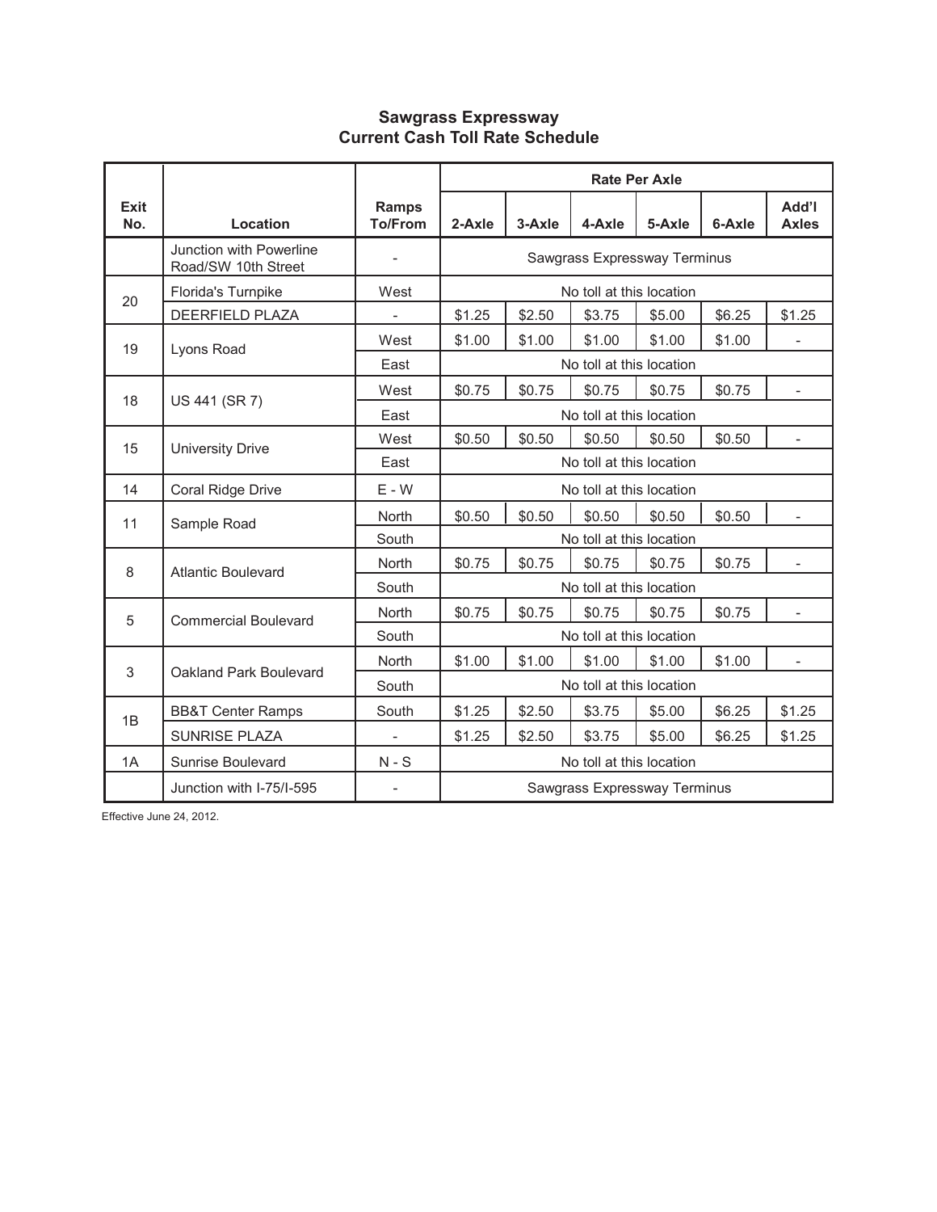## Sawgrass Expressway
## Current Cash Toll Rate Schedule

| Exit No. | Location | Ramps To/From | Rate Per Axle | | | | | |
|---|---|---|---|---|---|---|---|---|
| | | | 2-Axle | 3-Axle | 4-Axle | 5-Axle | 6-Axle | Add'l Axles |
| | Junction with Powerline Road/SW 10th Street | - | Sawgrass Expressway Terminus | | | | | |
| 20 | Florida's Turnpike | West | No toll at this location | | | | | |
| | DEERFIELD PLAZA | - | $1.25 | $2.50 | $3.75 | $5.00 | $6.25 | $1.25 |
| 19 | Lyons Road | West | $1.00 | $1.00 | $1.00 | $1.00 | $1.00 | - |
| | | East | No toll at this location | | | | | |
| 18 | US 441 (SR 7) | West | $0.75 | $0.75 | $0.75 | $0.75 | $0.75 | - |
| | | East | No toll at this location | | | | | |
| 15 | University Drive | West | $0.50 | $0.50 | $0.50 | $0.50 | $0.50 | - |
| | | East | No toll at this location | | | | | |
| 14 | Coral Ridge Drive | E - W | No toll at this location | | | | | |
| 11 | Sample Road | North | $0.50 | $0.50 | $0.50 | $0.50 | $0.50 | - |
| | | South | No toll at this location | | | | | |
| 8 | Atlantic Boulevard | North | $0.75 | $0.75 | $0.75 | $0.75 | $0.75 | - |
| | | South | No toll at this location | | | | | |
| 5 | Commercial Boulevard | North | $0.75 | $0.75 | $0.75 | $0.75 | $0.75 | - |
| | | South | No toll at this location | | | | | |
| 3 | Oakland Park Boulevard | North | $1.00 | $1.00 | $1.00 | $1.00 | $1.00 | - |
| | | South | No toll at this location | | | | | |
| 1B | BB&T Center Ramps | South | $1.25 | $2.50 | $3.75 | $5.00 | $6.25 | $1.25 |
| | SUNRISE PLAZA | - | $1.25 | $2.50 | $3.75 | $5.00 | $6.25 | $1.25 |
| 1A | Sunrise Boulevard | N - S | No toll at this location | | | | | |
| | Junction with I-75/I-595 | - | Sawgrass Expressway Terminus | | | | | |

Effective June 24, 2012.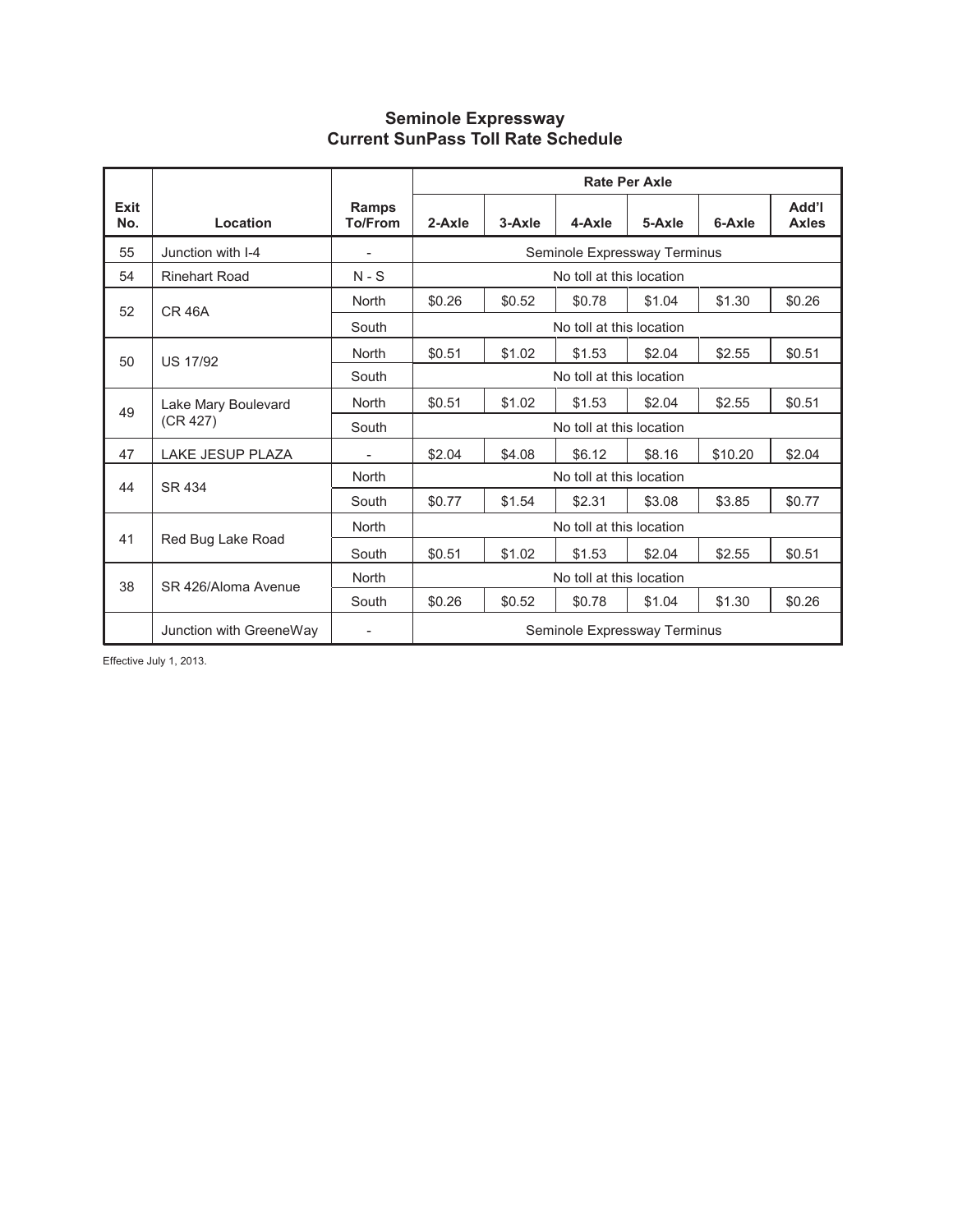## Seminole Expressway
## Current SunPass Toll Rate Schedule

| Exit No. | Location | Ramps To/From | Rate Per Axle | | | | | |
|---|---|---|---|---|---|---|---|---|
| | | | 2-Axle | 3-Axle | 4-Axle | 5-Axle | 6-Axle | Add'l Axles |
| 55 | Junction with I-4 | - | Seminole Expressway Terminus | | | | | |
| 54 | Rinehart Road | N - S | No toll at this location | | | | | |
| 52 | CR 46A | North | $0.26 | $0.52 | $0.78 | $1.04 | $1.30 | $0.26 |
| | | South | No toll at this location | | | | | |
| 50 | US 17/92 | North | $0.51 | $1.02 | $1.53 | $2.04 | $2.55 | $0.51 |
| | | South | No toll at this location | | | | | |
| 49 | Lake Mary Boulevard (CR 427) | North | $0.51 | $1.02 | $1.53 | $2.04 | $2.55 | $0.51 |
| | | South | No toll at this location | | | | | |
| 47 | LAKE JESUP PLAZA | - | $2.04 | $4.08 | $6.12 | $8.16 | $10.20 | $2.04 |
| 44 | SR 434 | North | No toll at this location | | | | | |
| | | South | $0.77 | $1.54 | $2.31 | $3.08 | $3.85 | $0.77 |
| 41 | Red Bug Lake Road | North | No toll at this location | | | | | |
| | | South | $0.51 | $1.02 | $1.53 | $2.04 | $2.55 | $0.51 |
| 38 | SR 426/Aloma Avenue | North | No toll at this location | | | | | |
| | | South | $0.26 | $0.52 | $0.78 | $1.04 | $1.30 | $0.26 |
| | Junction with GreeneWay | - | Seminole Expressway Terminus | | | | | |

Effective July 1, 2013.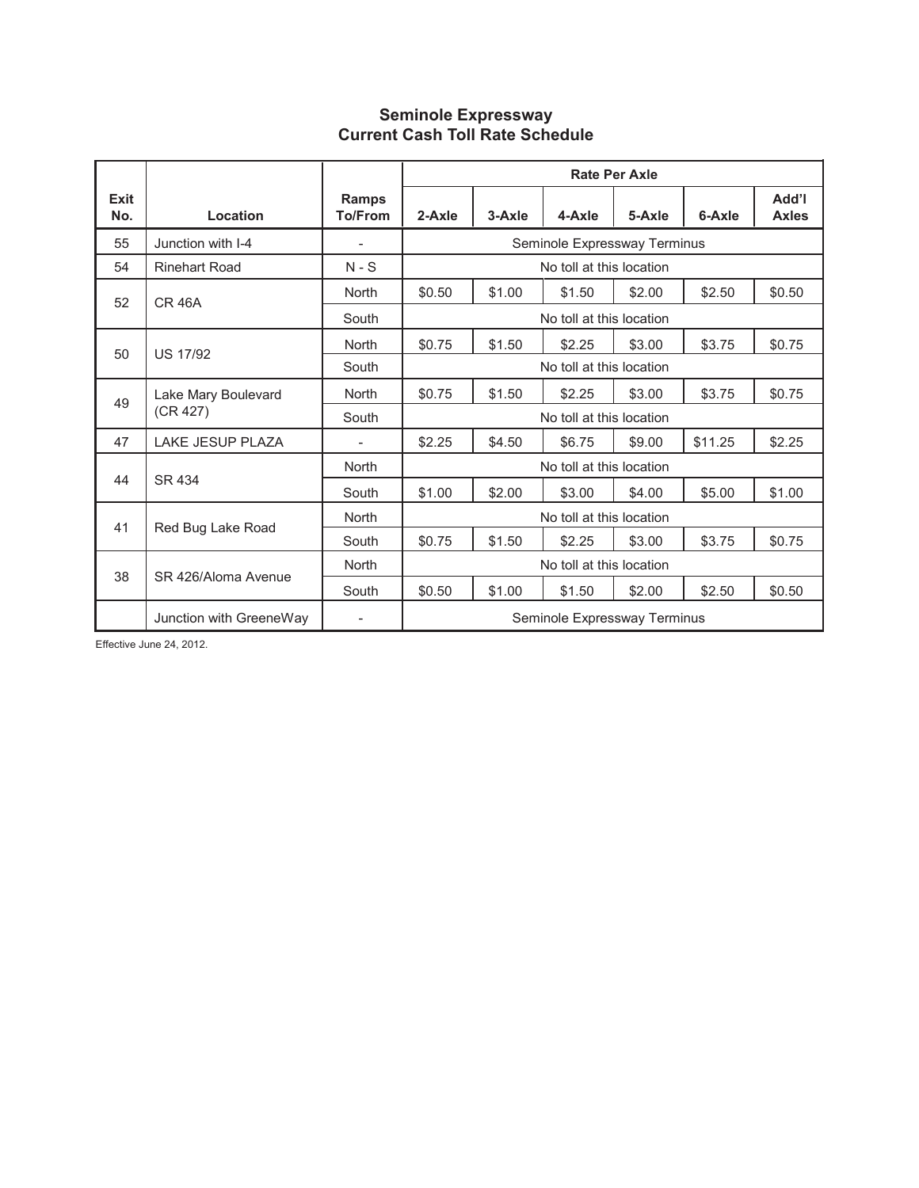## Seminole Expressway
## Current Cash Toll Rate Schedule

| Exit No. | Location | Ramps To/From | Rate Per Axle | | | | | |
|---|---|---|---|---|---|---|---|---|
| | | | 2-Axle | 3-Axle | 4-Axle | 5-Axle | 6-Axle | Add'l Axles |
| 55 | Junction with I-4 | - | Seminole Expressway Terminus | | | | | |
| 54 | Rinehart Road | N - S | No toll at this location | | | | | |
| 52 | CR 46A | North | $0.50 | $1.00 | $1.50 | $2.00 | $2.50 | $0.50 |
| | | South | No toll at this location | | | | | |
| 50 | US 17/92 | North | $0.75 | $1.50 | $2.25 | $3.00 | $3.75 | $0.75 |
| | | South | No toll at this location | | | | | |
| 49 | Lake Mary Boulevard (CR 427) | North | $0.75 | $1.50 | $2.25 | $3.00 | $3.75 | $0.75 |
| | | South | No toll at this location | | | | | |
| 47 | LAKE JESUP PLAZA | - | $2.25 | $4.50 | $6.75 | $9.00 | $11.25 | $2.25 |
| 44 | SR 434 | North | No toll at this location | | | | | |
| | | South | $1.00 | $2.00 | $3.00 | $4.00 | $5.00 | $1.00 |
| 41 | Red Bug Lake Road | North | No toll at this location | | | | | |
| | | South | $0.75 | $1.50 | $2.25 | $3.00 | $3.75 | $0.75 |
| 38 | SR 426/Aloma Avenue | North | No toll at this location | | | | | |
| | | South | $0.50 | $1.00 | $1.50 | $2.00 | $2.50 | $0.50 |
| | Junction with GreeneWay | - | Seminole Expressway Terminus | | | | | |

Effective June 24, 2012.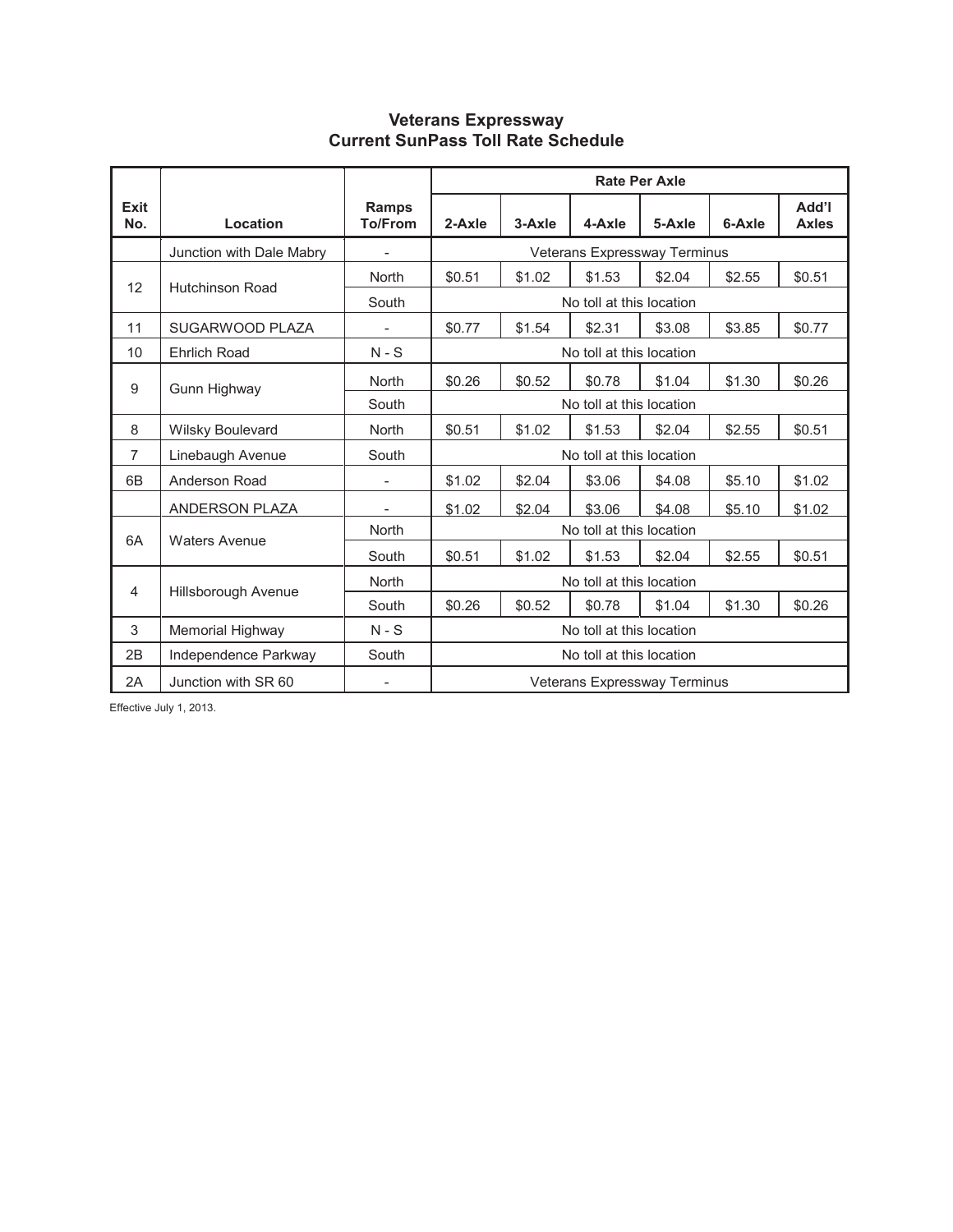# Veterans Expressway
## Current SunPass Toll Rate Schedule

| Exit No. | Location | Ramps To/From | Rate Per Axle | | | | | |
|---|---|---|---|---|---|---|---|---|
| | | | 2-Axle | 3-Axle | 4-Axle | 5-Axle | 6-Axle | Add'l Axles |
| | Junction with Dale Mabry | - | Veterans Expressway Terminus | | | | | |
| 12 | Hutchinson Road | North | $0.51 | $1.02 | $1.53 | $2.04 | $2.55 | $0.51 |
| | | South | No toll at this location | | | | | |
| 11 | SUGARWOOD PLAZA | - | $0.77 | $1.54 | $2.31 | $3.08 | $3.85 | $0.77 |
| 10 | Ehrlich Road | N - S | No toll at this location | | | | | |
| 9 | Gunn Highway | North | $0.26 | $0.52 | $0.78 | $1.04 | $1.30 | $0.26 |
| | | South | No toll at this location | | | | | |
| 8 | Wilsky Boulevard | North | $0.51 | $1.02 | $1.53 | $2.04 | $2.55 | $0.51 |
| 7 | Linebaugh Avenue | South | No toll at this location | | | | | |
| 6B | Anderson Road | - | $1.02 | $2.04 | $3.06 | $4.08 | $5.10 | $1.02 |
| | ANDERSON PLAZA | - | $1.02 | $2.04 | $3.06 | $4.08 | $5.10 | $1.02 |
| 6A | Waters Avenue | North | No toll at this location | | | | | |
| | | South | $0.51 | $1.02 | $1.53 | $2.04 | $2.55 | $0.51 |
| 4 | Hillsborough Avenue | North | No toll at this location | | | | | |
| | | South | $0.26 | $0.52 | $0.78 | $1.04 | $1.30 | $0.26 |
| 3 | Memorial Highway | N - S | No toll at this location | | | | | |
| 2B | Independence Parkway | South | No toll at this location | | | | | |
| 2A | Junction with SR 60 | - | Veterans Expressway Terminus | | | | | |

Effective July 1, 2013.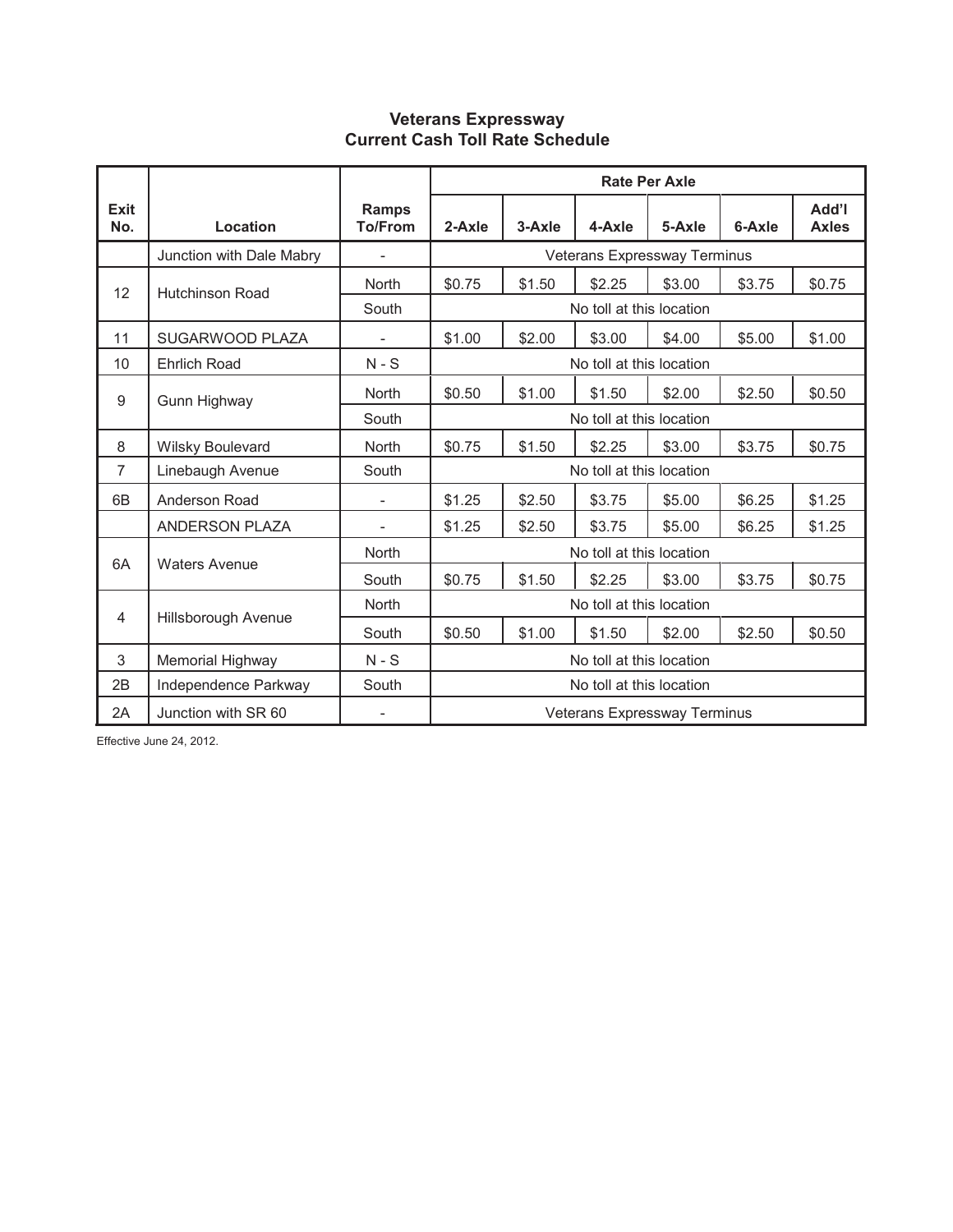## Veterans Expressway
## Current Cash Toll Rate Schedule

| Exit No. | Location | Ramps To/From | Rate Per Axle | | | | | |
|---|---|---|---|---|---|---|---|---|
| | | | 2-Axle | 3-Axle | 4-Axle | 5-Axle | 6-Axle | Add'l Axles |
| | Junction with Dale Mabry | - | Veterans Expressway Terminus | | | | | |
| 12 | Hutchinson Road | North | $0.75 | $1.50 | $2.25 | $3.00 | $3.75 | $0.75 |
| | | South | No toll at this location | | | | | |
| 11 | SUGARWOOD PLAZA | - | $1.00 | $2.00 | $3.00 | $4.00 | $5.00 | $1.00 |
| 10 | Ehrlich Road | N - S | No toll at this location | | | | | |
| 9 | Gunn Highway | North | $0.50 | $1.00 | $1.50 | $2.00 | $2.50 | $0.50 |
| | | South | No toll at this location | | | | | |
| 8 | Wilsky Boulevard | North | $0.75 | $1.50 | $2.25 | $3.00 | $3.75 | $0.75 |
| 7 | Linebaugh Avenue | South | No toll at this location | | | | | |
| 6B | Anderson Road | - | $1.25 | $2.50 | $3.75 | $5.00 | $6.25 | $1.25 |
| | ANDERSON PLAZA | - | $1.25 | $2.50 | $3.75 | $5.00 | $6.25 | $1.25 |
| 6A | Waters Avenue | North | No toll at this location | | | | | |
| | | South | $0.75 | $1.50 | $2.25 | $3.00 | $3.75 | $0.75 |
| 4 | Hillsborough Avenue | North | No toll at this location | | | | | |
| | | South | $0.50 | $1.00 | $1.50 | $2.00 | $2.50 | $0.50 |
| 3 | Memorial Highway | N - S | No toll at this location | | | | | |
| 2B | Independence Parkway | South | No toll at this location | | | | | |
| 2A | Junction with SR 60 | - | Veterans Expressway Terminus | | | | | |

Effective June 24, 2012.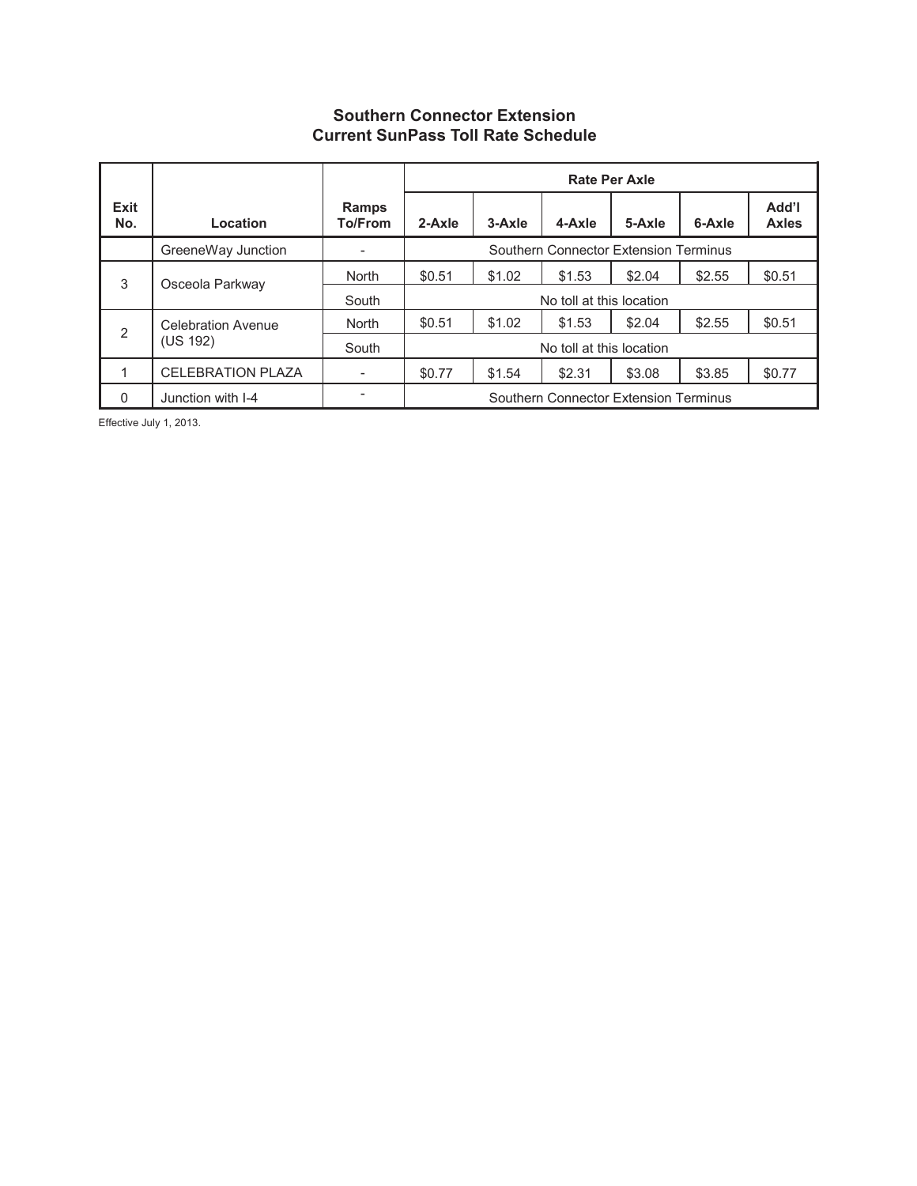## Southern Connector Extension
## Current SunPass Toll Rate Schedule

| Exit No. | Location | Ramps To/From | Rate Per Axle | | | | | |
|---|---|---|---|---|---|---|---|---|
| | | | 2-Axle | 3-Axle | 4-Axle | 5-Axle | 6-Axle | Add'l Axles |
| | GreeneWay Junction | - | Southern Connector Extension Terminus | | | | | |
| 3 | Osceola Parkway | North | $0.51 | $1.02 | $1.53 | $2.04 | $2.55 | $0.51 |
| | | South | No toll at this location | | | | | |
| 2 | Celebration Avenue (US 192) | North | $0.51 | $1.02 | $1.53 | $2.04 | $2.55 | $0.51 |
| | | South | No toll at this location | | | | | |
| 1 | CELEBRATION PLAZA | - | $0.77 | $1.54 | $2.31 | $3.08 | $3.85 | $0.77 |
| 0 | Junction with I-4 | - | Southern Connector Extension Terminus | | | | | |

Effective July 1, 2013.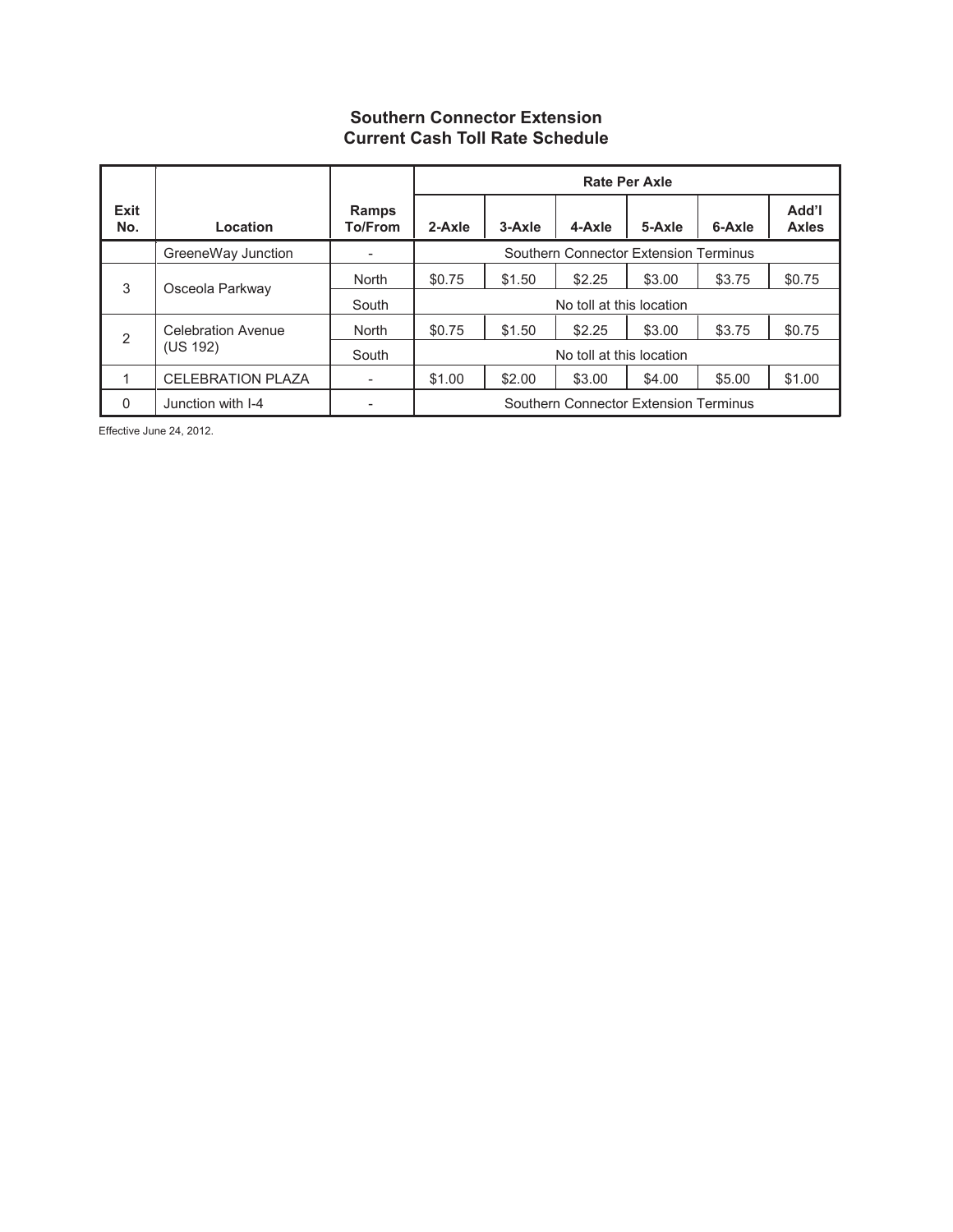## Southern Connector Extension
## Current Cash Toll Rate Schedule

| Exit No. | Location | Ramps To/From | Rate Per Axle | | | | | |
|---|---|---|---|---|---|---|---|---|
| | | | 2-Axle | 3-Axle | 4-Axle | 5-Axle | 6-Axle | Add'l Axles |
| | GreeneWay Junction | - | Southern Connector Extension Terminus | | | | | |
| 3 | Osceola Parkway | North | $0.75 | $1.50 | $2.25 | $3.00 | $3.75 | $0.75 |
| | | South | No toll at this location | | | | | |
| 2 | Celebration Avenue (US 192) | North | $0.75 | $1.50 | $2.25 | $3.00 | $3.75 | $0.75 |
| | | South | No toll at this location | | | | | |
| 1 | CELEBRATION PLAZA | - | $1.00 | $2.00 | $3.00 | $4.00 | $5.00 | $1.00 |
| 0 | Junction with I-4 | - | Southern Connector Extension Terminus | | | | | |

Effective June 24, 2012.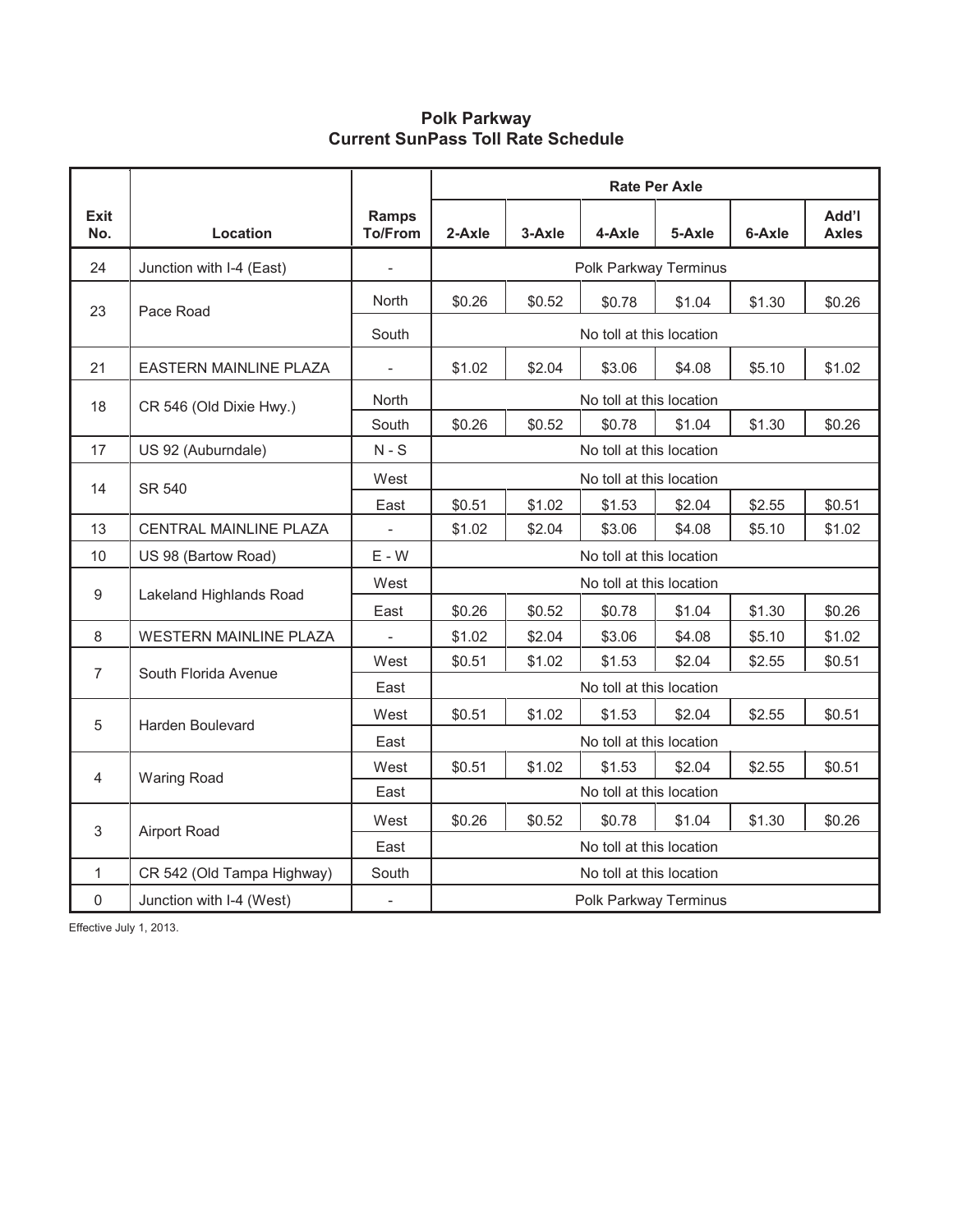## Polk Parkway
## Current SunPass Toll Rate Schedule

| Exit No. | Location | Ramps To/From | Rate Per Axle | | | | | |
|---|---|---|---|---|---|---|---|---|
| | | | 2-Axle | 3-Axle | 4-Axle | 5-Axle | 6-Axle | Add'l Axles |
| 24 | Junction with I-4 (East) | - | Polk Parkway Terminus | | | | | |
| 23 | Pace Road | North | $0.26 | $0.52 | $0.78 | $1.04 | $1.30 | $0.26 |
| | | South | No toll at this location | | | | | |
| 21 | EASTERN MAINLINE PLAZA | - | $1.02 | $2.04 | $3.06 | $4.08 | $5.10 | $1.02 |
| 18 | CR 546 (Old Dixie Hwy.) | North | No toll at this location | | | | | |
| | | South | $0.26 | $0.52 | $0.78 | $1.04 | $1.30 | $0.26 |
| 17 | US 92 (Auburndale) | N - S | No toll at this location | | | | | |
| 14 | SR 540 | West | No toll at this location | | | | | |
| | | East | $0.51 | $1.02 | $1.53 | $2.04 | $2.55 | $0.51 |
| 13 | CENTRAL MAINLINE PLAZA | - | $1.02 | $2.04 | $3.06 | $4.08 | $5.10 | $1.02 |
| 10 | US 98 (Bartow Road) | E - W | No toll at this location | | | | | |
| 9 | Lakeland Highlands Road | West | No toll at this location | | | | | |
| | | East | $0.26 | $0.52 | $0.78 | $1.04 | $1.30 | $0.26 |
| 8 | WESTERN MAINLINE PLAZA | - | $1.02 | $2.04 | $3.06 | $4.08 | $5.10 | $1.02 |
| 7 | South Florida Avenue | West | $0.51 | $1.02 | $1.53 | $2.04 | $2.55 | $0.51 |
| | | East | No toll at this location | | | | | |
| 5 | Harden Boulevard | West | $0.51 | $1.02 | $1.53 | $2.04 | $2.55 | $0.51 |
| | | East | No toll at this location | | | | | |
| 4 | Waring Road | West | $0.51 | $1.02 | $1.53 | $2.04 | $2.55 | $0.51 |
| | | East | No toll at this location | | | | | |
| 3 | Airport Road | West | $0.26 | $0.52 | $0.78 | $1.04 | $1.30 | $0.26 |
| | | East | No toll at this location | | | | | |
| 1 | CR 542 (Old Tampa Highway) | South | No toll at this location | | | | | |
| 0 | Junction with I-4 (West) | - | Polk Parkway Terminus | | | | | |

Effective July 1, 2013.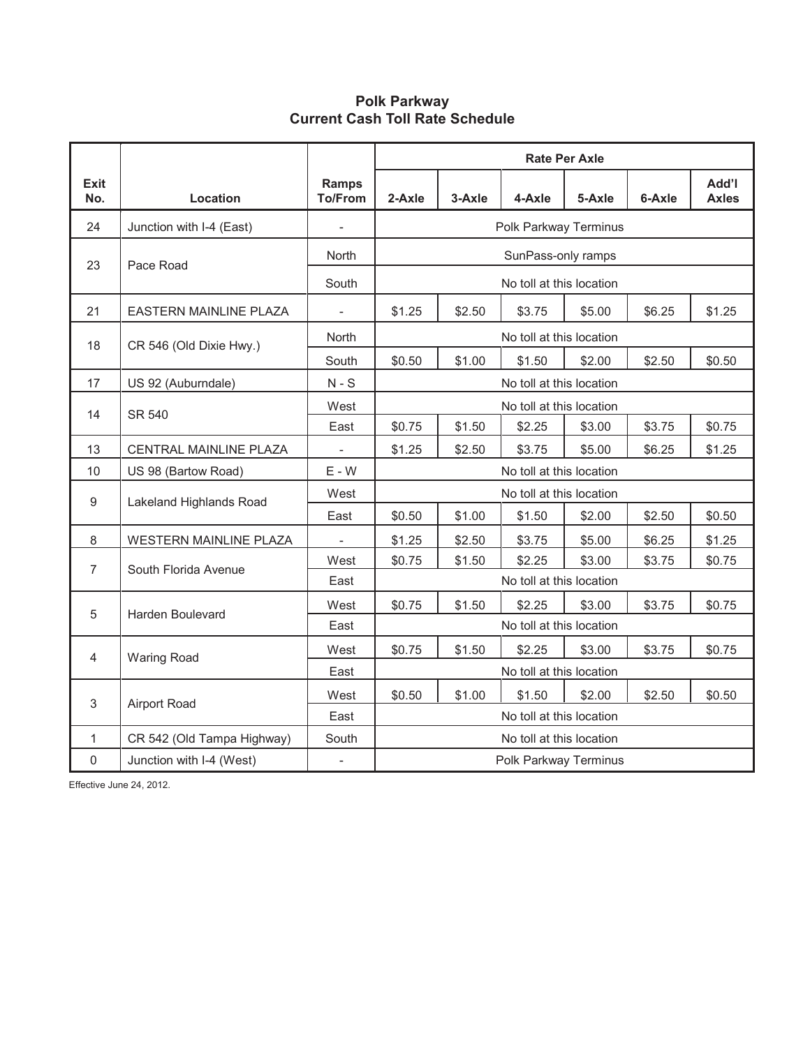## Polk Parkway
## Current Cash Toll Rate Schedule

| Exit No. | Location | Ramps To/From | Rate Per Axle | | | | | |
|---|---|---|---|---|---|---|---|---|
| | | | 2-Axle | 3-Axle | 4-Axle | 5-Axle | 6-Axle | Add'l Axles |
| 24 | Junction with I-4 (East) | - | Polk Parkway Terminus | | | | | |
| 23 | Pace Road | North | SunPass-only ramps | | | | | |
| | | South | No toll at this location | | | | | |
| 21 | EASTERN MAINLINE PLAZA | - | $1.25 | $2.50 | $3.75 | $5.00 | $6.25 | $1.25 |
| 18 | CR 546 (Old Dixie Hwy.) | North | No toll at this location | | | | | |
| | | South | $0.50 | $1.00 | $1.50 | $2.00 | $2.50 | $0.50 |
| 17 | US 92 (Auburndale) | N - S | No toll at this location | | | | | |
| 14 | SR 540 | West | No toll at this location | | | | | |
| | | East | $0.75 | $1.50 | $2.25 | $3.00 | $3.75 | $0.75 |
| 13 | CENTRAL MAINLINE PLAZA | - | $1.25 | $2.50 | $3.75 | $5.00 | $6.25 | $1.25 |
| 10 | US 98 (Bartow Road) | E - W | No toll at this location | | | | | |
| 9 | Lakeland Highlands Road | West | No toll at this location | | | | | |
| | | East | $0.50 | $1.00 | $1.50 | $2.00 | $2.50 | $0.50 |
| 8 | WESTERN MAINLINE PLAZA | - | $1.25 | $2.50 | $3.75 | $5.00 | $6.25 | $1.25 |
| 7 | South Florida Avenue | West | $0.75 | $1.50 | $2.25 | $3.00 | $3.75 | $0.75 |
| | | East | No toll at this location | | | | | |
| 5 | Harden Boulevard | West | $0.75 | $1.50 | $2.25 | $3.00 | $3.75 | $0.75 |
| | | East | No toll at this location | | | | | |
| 4 | Waring Road | West | $0.75 | $1.50 | $2.25 | $3.00 | $3.75 | $0.75 |
| | | East | No toll at this location | | | | | |
| 3 | Airport Road | West | $0.50 | $1.00 | $1.50 | $2.00 | $2.50 | $0.50 |
| | | East | No toll at this location | | | | | |
| 1 | CR 542 (Old Tampa Highway) | South | No toll at this location | | | | | |
| 0 | Junction with I-4 (West) | - | Polk Parkway Terminus | | | | | |

Effective June 24, 2012.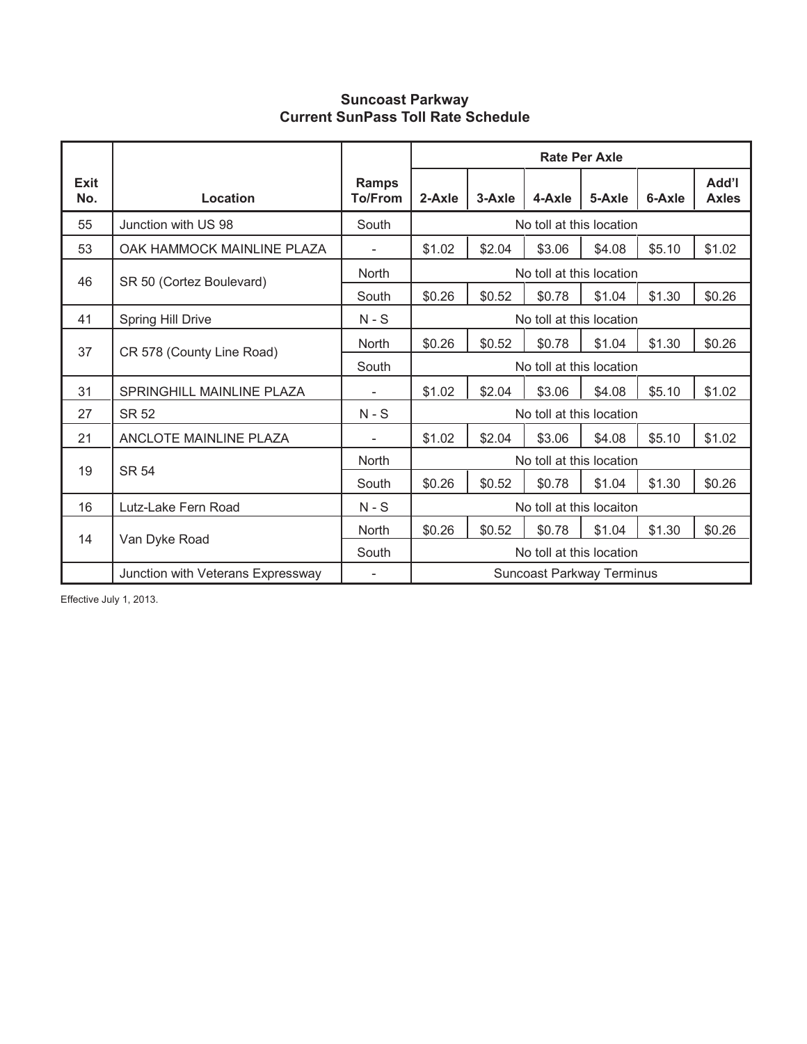**Suncoast Parkway**
**Current SunPass Toll Rate Schedule**

| Exit No. | Location | Ramps To/From | Rate Per Axle | | | | | |
|---|---|---|---|---|---|---|---|---|
| | | | 2-Axle | 3-Axle | 4-Axle | 5-Axle | 6-Axle | Add'l Axles |
| 55 | Junction with US 98 | South | No toll at this location | | | | | |
| 53 | OAK HAMMOCK MAINLINE PLAZA | - | $1.02 | $2.04 | $3.06 | $4.08 | $5.10 | $1.02 |
| 46 | SR 50 (Cortez Boulevard) | North | No toll at this location | | | | | |
| | | South | $0.26 | $0.52 | $0.78 | $1.04 | $1.30 | $0.26 |
| 41 | Spring Hill Drive | N - S | No toll at this location | | | | | |
| 37 | CR 578 (County Line Road) | North | $0.26 | $0.52 | $0.78 | $1.04 | $1.30 | $0.26 |
| | | South | No toll at this location | | | | | |
| 31 | SPRINGHILL MAINLINE PLAZA | - | $1.02 | $2.04 | $3.06 | $4.08 | $5.10 | $1.02 |
| 27 | SR 52 | N - S | No toll at this location | | | | | |
| 21 | ANCLOTE MAINLINE PLAZA | - | $1.02 | $2.04 | $3.06 | $4.08 | $5.10 | $1.02 |
| 19 | SR 54 | North | No toll at this location | | | | | |
| | | South | $0.26 | $0.52 | $0.78 | $1.04 | $1.30 | $0.26 |
| 16 | Lutz-Lake Fern Road | N - S | No toll at this locaiton | | | | | |
| 14 | Van Dyke Road | North | $0.26 | $0.52 | $0.78 | $1.04 | $1.30 | $0.26 |
| | | South | No toll at this location | | | | | |
| | Junction with Veterans Expressway | - | Suncoast Parkway Terminus | | | | | |

Effective July 1, 2013.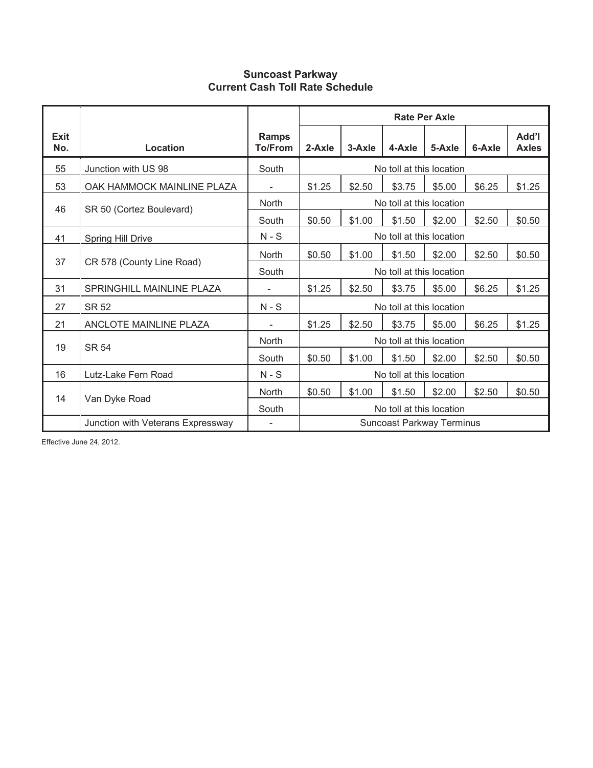## Suncoast Parkway
## Current Cash Toll Rate Schedule

| Exit No. | Location | Ramps To/From | Rate Per Axle | | | | | |
|---|---|---|---|---|---|---|---|---|
| | | | 2-Axle | 3-Axle | 4-Axle | 5-Axle | 6-Axle | Add'l Axles |
| 55 | Junction with US 98 | South | No toll at this location | | | | | |
| 53 | OAK HAMMOCK MAINLINE PLAZA | - | $1.25 | $2.50 | $3.75 | $5.00 | $6.25 | $1.25 |
| 46 | SR 50 (Cortez Boulevard) | North | No toll at this location | | | | | |
| | | South | $0.50 | $1.00 | $1.50 | $2.00 | $2.50 | $0.50 |
| 41 | Spring Hill Drive | N - S | No toll at this location | | | | | |
| 37 | CR 578 (County Line Road) | North | $0.50 | $1.00 | $1.50 | $2.00 | $2.50 | $0.50 |
| | | South | No toll at this location | | | | | |
| 31 | SPRINGHILL MAINLINE PLAZA | - | $1.25 | $2.50 | $3.75 | $5.00 | $6.25 | $1.25 |
| 27 | SR 52 | N - S | No toll at this location | | | | | |
| 21 | ANCLOTE MAINLINE PLAZA | - | $1.25 | $2.50 | $3.75 | $5.00 | $6.25 | $1.25 |
| 19 | SR 54 | North | No toll at this location | | | | | |
| | | South | $0.50 | $1.00 | $1.50 | $2.00 | $2.50 | $0.50 |
| 16 | Lutz-Lake Fern Road | N - S | No toll at this location | | | | | |
| 14 | Van Dyke Road | North | $0.50 | $1.00 | $1.50 | $2.00 | $2.50 | $0.50 |
| | | South | No toll at this location | | | | | |
| | Junction with Veterans Expressway | - | Suncoast Parkway Terminus | | | | | |

Effective June 24, 2012.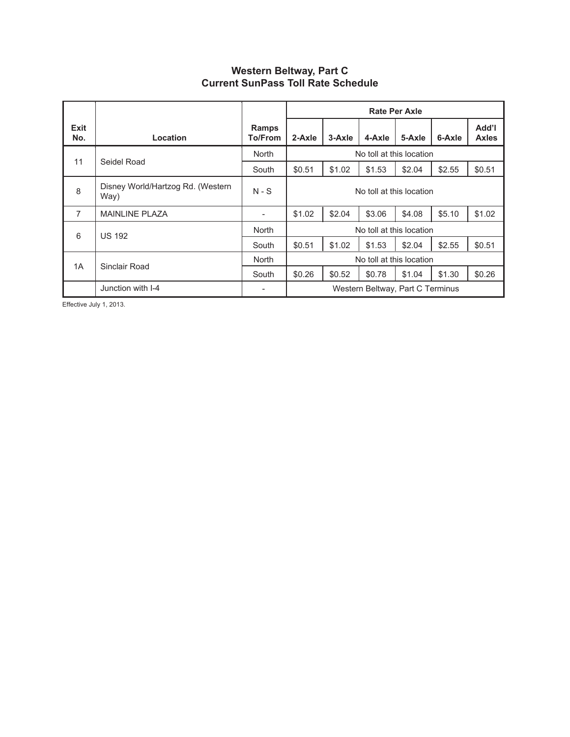## Western Beltway, Part C
## Current SunPass Toll Rate Schedule

| Exit No. | Location | Ramps To/From | Rate Per Axle | | | | | |
|---|---|---|---|---|---|---|---|---|
| | | | 2-Axle | 3-Axle | 4-Axle | 5-Axle | 6-Axle | Add'l Axles |
| 11 | Seidel Road | North | No toll at this location | | | | | |
| | | South | $0.51 | $1.02 | $1.53 | $2.04 | $2.55 | $0.51 |
| 8 | Disney World/Hartzog Rd. (Western Way) | N - S | No toll at this location | | | | | |
| 7 | MAINLINE PLAZA | - | $1.02 | $2.04 | $3.06 | $4.08 | $5.10 | $1.02 |
| 6 | US 192 | North | No toll at this location | | | | | |
| | | South | $0.51 | $1.02 | $1.53 | $2.04 | $2.55 | $0.51 |
| 1A | Sinclair Road | North | No toll at this location | | | | | |
| | | South | $0.26 | $0.52 | $0.78 | $1.04 | $1.30 | $0.26 |
| | Junction with I-4 | - | Western Beltway, Part C Terminus | | | | | |

Effective July 1, 2013.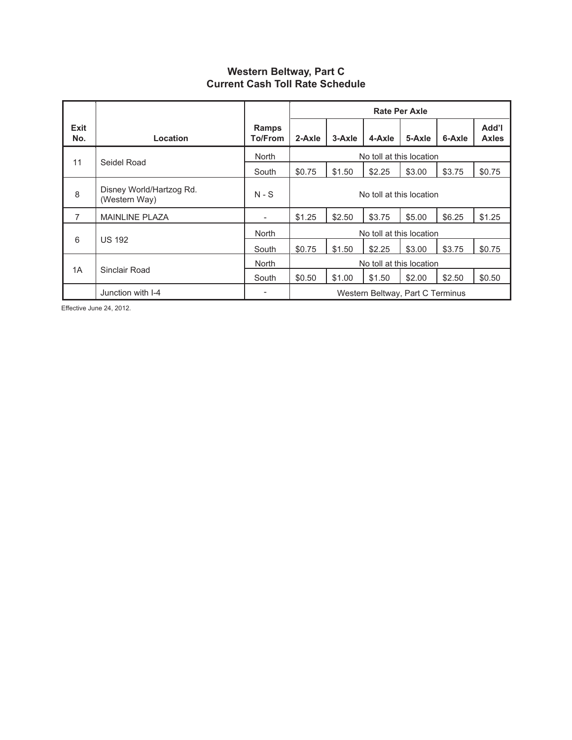# Western Beltway, Part C
## Current Cash Toll Rate Schedule

| Exit No. | Location | Ramps To/From | Rate Per Axle | | | | | |
|---|---|---|---|---|---|---|---|---|
| | | | 2-Axle | 3-Axle | 4-Axle | 5-Axle | 6-Axle | Add'l Axles |
| 11 | Seidel Road | North | No toll at this location | | | | | |
| | | South | $0.75 | $1.50 | $2.25 | $3.00 | $3.75 | $0.75 |
| 8 | Disney World/Hartzog Rd. (Western Way) | N - S | No toll at this location | | | | | |
| 7 | MAINLINE PLAZA | - | $1.25 | $2.50 | $3.75 | $5.00 | $6.25 | $1.25 |
| 6 | US 192 | North | No toll at this location | | | | | |
| | | South | $0.75 | $1.50 | $2.25 | $3.00 | $3.75 | $0.75 |
| 1A | Sinclair Road | North | No toll at this location | | | | | |
| | | South | $0.50 | $1.00 | $1.50 | $2.00 | $2.50 | $0.50 |
| | Junction with I-4 | - | Western Beltway, Part C Terminus | | | | | |

Effective June 24, 2012.